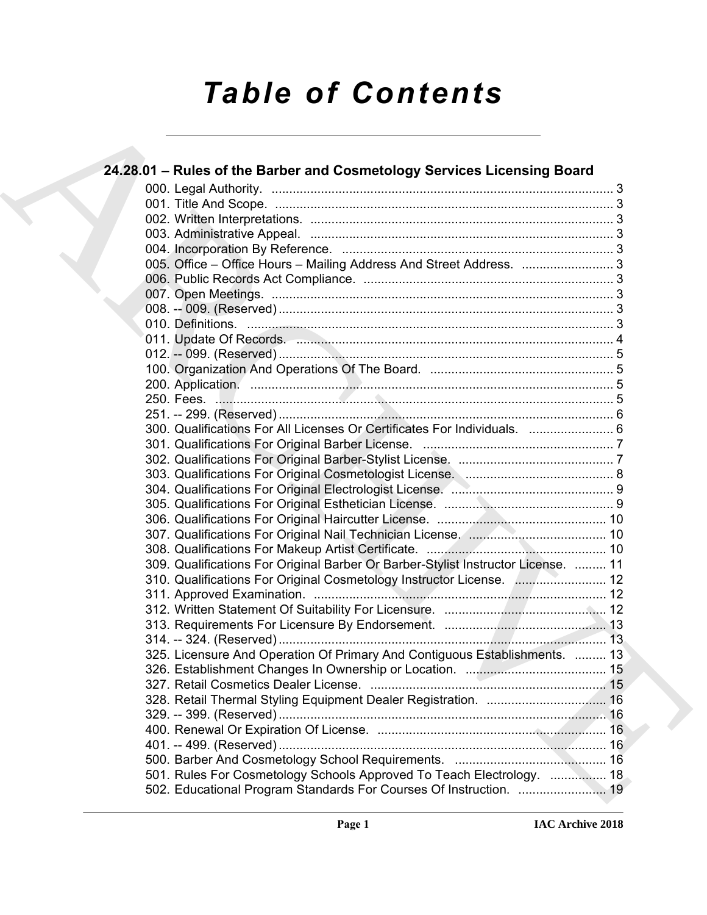# Table of Contents

## 24.28.01 – Rules of the Barber and Cosmetology Services Licensing Board

000. Legal Authority. ..... 3
001. Title And Scope. ..... 3
002. Written Interpretations. ..... 3
003. Administrative Appeal. ..... 3
004. Incorporation By Reference. ..... 3
005. Office – Office Hours – Mailing Address And Street Address. ..... 3
006. Public Records Act Compliance. ..... 3
007. Open Meetings. ..... 3
008. -- 009. (Reserved) ..... 3
010. Definitions. ..... 3
011. Update Of Records. ..... 4
012. -- 099. (Reserved) ..... 5
100. Organization And Operations Of The Board. ..... 5
200. Application. ..... 5
250. Fees. ..... 5
251. -- 299. (Reserved) ..... 6
300. Qualifications For All Licenses Or Certificates For Individuals. ..... 6
301. Qualifications For Original Barber License. ..... 7
302. Qualifications For Original Barber-Stylist License. ..... 7
303. Qualifications For Original Cosmetologist License. ..... 8
304. Qualifications For Original Electrologist License. ..... 9
305. Qualifications For Original Esthetician License. ..... 9
306. Qualifications For Original Haircutter License. ..... 10
307. Qualifications For Original Nail Technician License. ..... 10
308. Qualifications For Makeup Artist Certificate. ..... 10
309. Qualifications For Original Barber Or Barber-Stylist Instructor License. ..... 11
310. Qualifications For Original Cosmetology Instructor License. ..... 12
311. Approved Examination. ..... 12
312. Written Statement Of Suitability For Licensure. ..... 12
313. Requirements For Licensure By Endorsement. ..... 13
314. -- 324. (Reserved) ..... 13
325. Licensure And Operation Of Primary And Contiguous Establishments. ..... 13
326. Establishment Changes In Ownership or Location. ..... 15
327. Retail Cosmetics Dealer License. ..... 15
328. Retail Thermal Styling Equipment Dealer Registration. ..... 16
329. -- 399. (Reserved) ..... 16
400. Renewal Or Expiration Of License. ..... 16
401. -- 499. (Reserved) ..... 16
500. Barber And Cosmetology School Requirements. ..... 16
501. Rules For Cosmetology Schools Approved To Teach Electrology. ..... 18
502. Educational Program Standards For Courses Of Instruction. ..... 19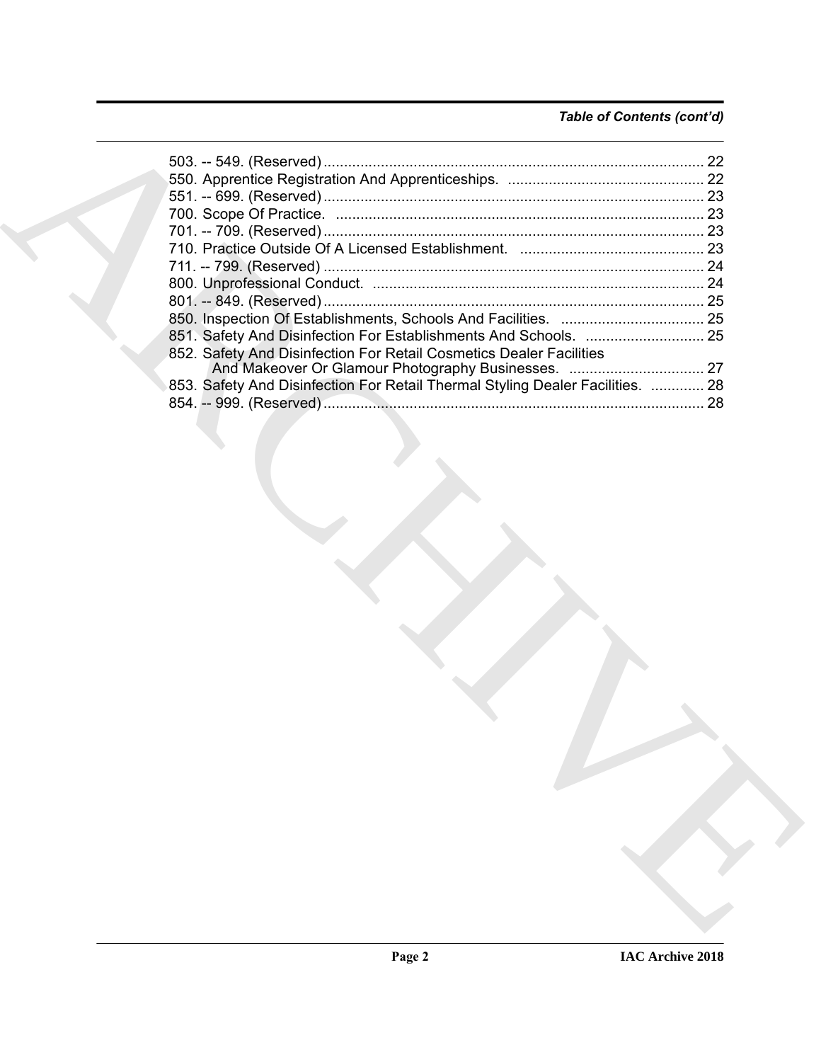*Table of Contents (cont'd)*

503. -- 549. (Reserved) ........................................................................................... 22
550. Apprentice Registration And Apprenticeships. ............................................... 22
551. -- 699. (Reserved) ........................................................................................... 23
700. Scope Of Practice. ......................................................................................... 23
701. -- 709. (Reserved) ........................................................................................... 23
710. Practice Outside Of A Licensed Establishment. ............................................ 23
711. -- 799. (Reserved) ........................................................................................... 24
800. Unprofessional Conduct. ................................................................................ 24
801. -- 849. (Reserved) ........................................................................................... 25
850. Inspection Of Establishments, Schools And Facilities. .................................. 25
851. Safety And Disinfection For Establishments And Schools. ............................ 25
852. Safety And Disinfection For Retail Cosmetics Dealer Facilities
And Makeover Or Glamour Photography Businesses. ................................ 27
853. Safety And Disinfection For Retail Thermal Styling Dealer Facilities. ............ 28
854. -- 999. (Reserved) ........................................................................................... 28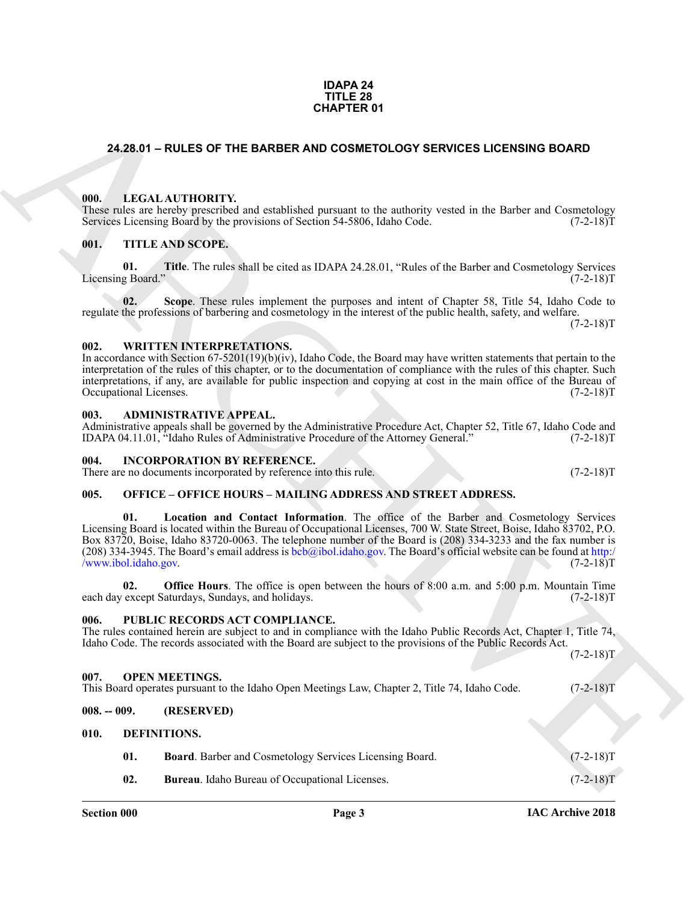**IDAPA 24**
**TITLE 28**
**CHAPTER 01**

# 24.28.01 – RULES OF THE BARBER AND COSMETOLOGY SERVICES LICENSING BOARD

## 000. LEGAL AUTHORITY.

These rules are hereby prescribed and established pursuant to the authority vested in the Barber and Cosmetology Services Licensing Board by the provisions of Section 54-5806, Idaho Code. (7-2-18)T

## 001. TITLE AND SCOPE.

**01. Title**. The rules shall be cited as IDAPA 24.28.01, "Rules of the Barber and Cosmetology Services Licensing Board." (7-2-18)T

**02. Scope**. These rules implement the purposes and intent of Chapter 58, Title 54, Idaho Code to regulate the professions of barbering and cosmetology in the interest of the public health, safety, and welfare. (7-2-18)T

## 002. WRITTEN INTERPRETATIONS.

In accordance with Section 67-5201(19)(b)(iv), Idaho Code, the Board may have written statements that pertain to the interpretation of the rules of this chapter, or to the documentation of compliance with the rules of this chapter. Such interpretations, if any, are available for public inspection and copying at cost in the main office of the Bureau of Occupational Licenses. (7-2-18)T

## 003. ADMINISTRATIVE APPEAL.

Administrative appeals shall be governed by the Administrative Procedure Act, Chapter 52, Title 67, Idaho Code and IDAPA 04.11.01, "Idaho Rules of Administrative Procedure of the Attorney General." (7-2-18)T

## 004. INCORPORATION BY REFERENCE.

There are no documents incorporated by reference into this rule. (7-2-18)T

## 005. OFFICE – OFFICE HOURS – MAILING ADDRESS AND STREET ADDRESS.

**01. Location and Contact Information**. The office of the Barber and Cosmetology Services Licensing Board is located within the Bureau of Occupational Licenses, 700 W. State Street, Boise, Idaho 83702, P.O. Box 83720, Boise, Idaho 83720-0063. The telephone number of the Board is (208) 334-3233 and the fax number is (208) 334-3945. The Board's email address is bcb@ibol.idaho.gov. The Board's official website can be found at http://www.ibol.idaho.gov. (7-2-18)T

**02. Office Hours**. The office is open between the hours of 8:00 a.m. and 5:00 p.m. Mountain Time each day except Saturdays, Sundays, and holidays. (7-2-18)T

## 006. PUBLIC RECORDS ACT COMPLIANCE.

The rules contained herein are subject to and in compliance with the Idaho Public Records Act, Chapter 1, Title 74, Idaho Code. The records associated with the Board are subject to the provisions of the Public Records Act. (7-2-18)T

## 007. OPEN MEETINGS.

This Board operates pursuant to the Idaho Open Meetings Law, Chapter 2, Title 74, Idaho Code. (7-2-18)T

## 008. -- 009. (RESERVED)

## 010. DEFINITIONS.

**01. Board**. Barber and Cosmetology Services Licensing Board. (7-2-18)T

**02. Bureau**. Idaho Bureau of Occupational Licenses. (7-2-18)T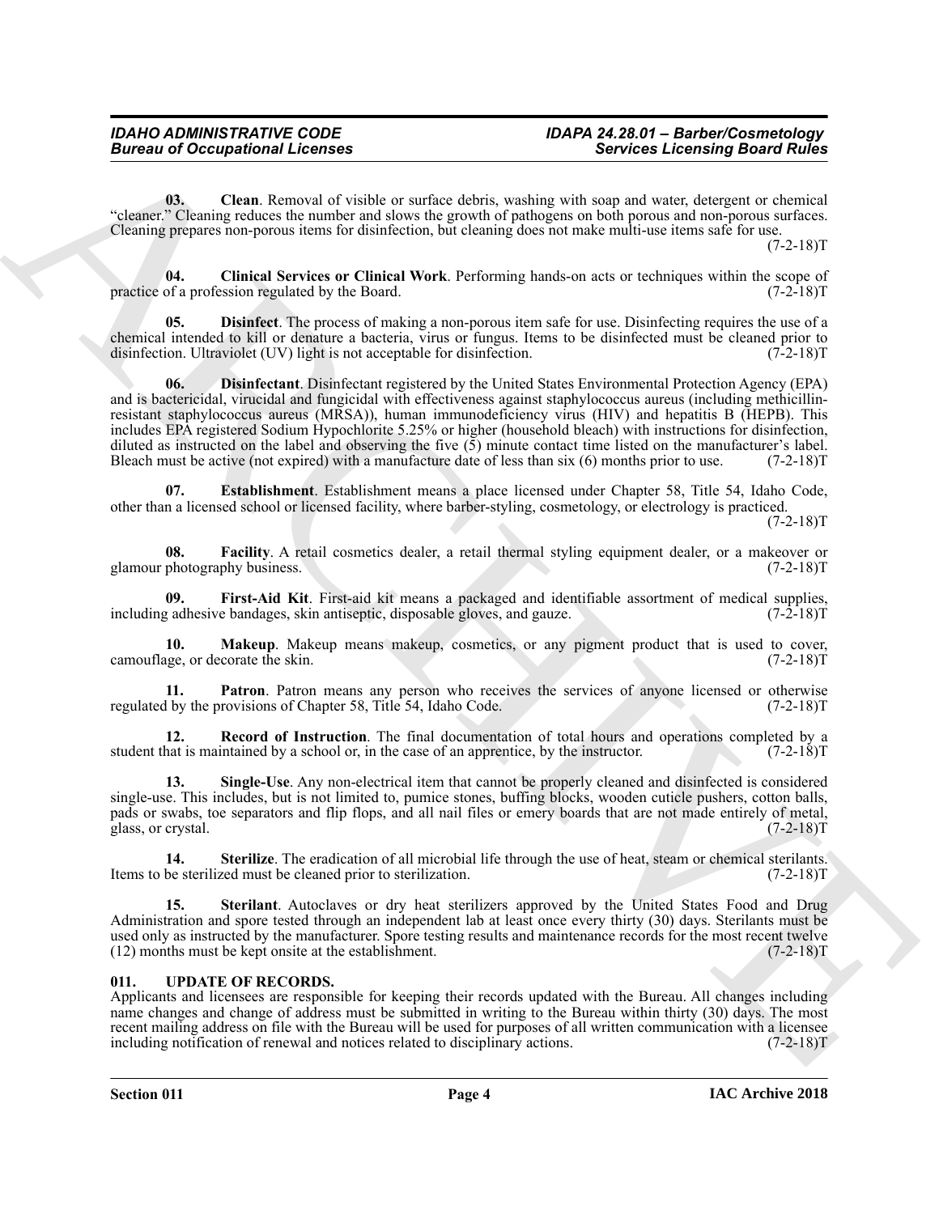**03. Clean**. Removal of visible or surface debris, washing with soap and water, detergent or chemical "cleaner." Cleaning reduces the number and slows the growth of pathogens on both porous and non-porous surfaces. Cleaning prepares non-porous items for disinfection, but cleaning does not make multi-use items safe for use. (7-2-18)T

**04. Clinical Services or Clinical Work**. Performing hands-on acts or techniques within the scope of practice of a profession regulated by the Board. (7-2-18)T

**05. Disinfect**. The process of making a non-porous item safe for use. Disinfecting requires the use of a chemical intended to kill or denature a bacteria, virus or fungus. Items to be disinfected must be cleaned prior to disinfection. Ultraviolet (UV) light is not acceptable for disinfection. (7-2-18)T

**06. Disinfectant**. Disinfectant registered by the United States Environmental Protection Agency (EPA) and is bactericidal, virucidal and fungicidal with effectiveness against staphylococcus aureus (including methicillin-resistant staphylococcus aureus (MRSA)), human immunodeficiency virus (HIV) and hepatitis B (HEPB). This includes EPA registered Sodium Hypochlorite 5.25% or higher (household bleach) with instructions for disinfection, diluted as instructed on the label and observing the five (5) minute contact time listed on the manufacturer's label. Bleach must be active (not expired) with a manufacture date of less than six (6) months prior to use. (7-2-18)T

**07. Establishment**. Establishment means a place licensed under Chapter 58, Title 54, Idaho Code, other than a licensed school or licensed facility, where barber-styling, cosmetology, or electrology is practiced. (7-2-18)T

**08. Facility**. A retail cosmetics dealer, a retail thermal styling equipment dealer, or a makeover or glamour photography business. (7-2-18)T

**09. First-Aid Kit**. First-aid kit means a packaged and identifiable assortment of medical supplies, including adhesive bandages, skin antiseptic, disposable gloves, and gauze. (7-2-18)T

**10. Makeup**. Makeup means makeup, cosmetics, or any pigment product that is used to cover, camouflage, or decorate the skin. (7-2-18)T

**11. Patron**. Patron means any person who receives the services of anyone licensed or otherwise regulated by the provisions of Chapter 58, Title 54, Idaho Code. (7-2-18)T

**12. Record of Instruction**. The final documentation of total hours and operations completed by a student that is maintained by a school or, in the case of an apprentice, by the instructor. (7-2-18)T

**13. Single-Use**. Any non-electrical item that cannot be properly cleaned and disinfected is considered single-use. This includes, but is not limited to, pumice stones, buffing blocks, wooden cuticle pushers, cotton balls, pads or swabs, toe separators and flip flops, and all nail files or emery boards that are not made entirely of metal, glass, or crystal. (7-2-18)T

**14. Sterilize**. The eradication of all microbial life through the use of heat, steam or chemical sterilants. Items to be sterilized must be cleaned prior to sterilization. (7-2-18)T

**15. Sterilant**. Autoclaves or dry heat sterilizers approved by the United States Food and Drug Administration and spore tested through an independent lab at least once every thirty (30) days. Sterilants must be used only as instructed by the manufacturer. Spore testing results and maintenance records for the most recent twelve (12) months must be kept onsite at the establishment. (7-2-18)T

## 011. UPDATE OF RECORDS.

Applicants and licensees are responsible for keeping their records updated with the Bureau. All changes including name changes and change of address must be submitted in writing to the Bureau within thirty (30) days. The most recent mailing address on file with the Bureau will be used for purposes of all written communication with a licensee including notification of renewal and notices related to disciplinary actions. (7-2-18)T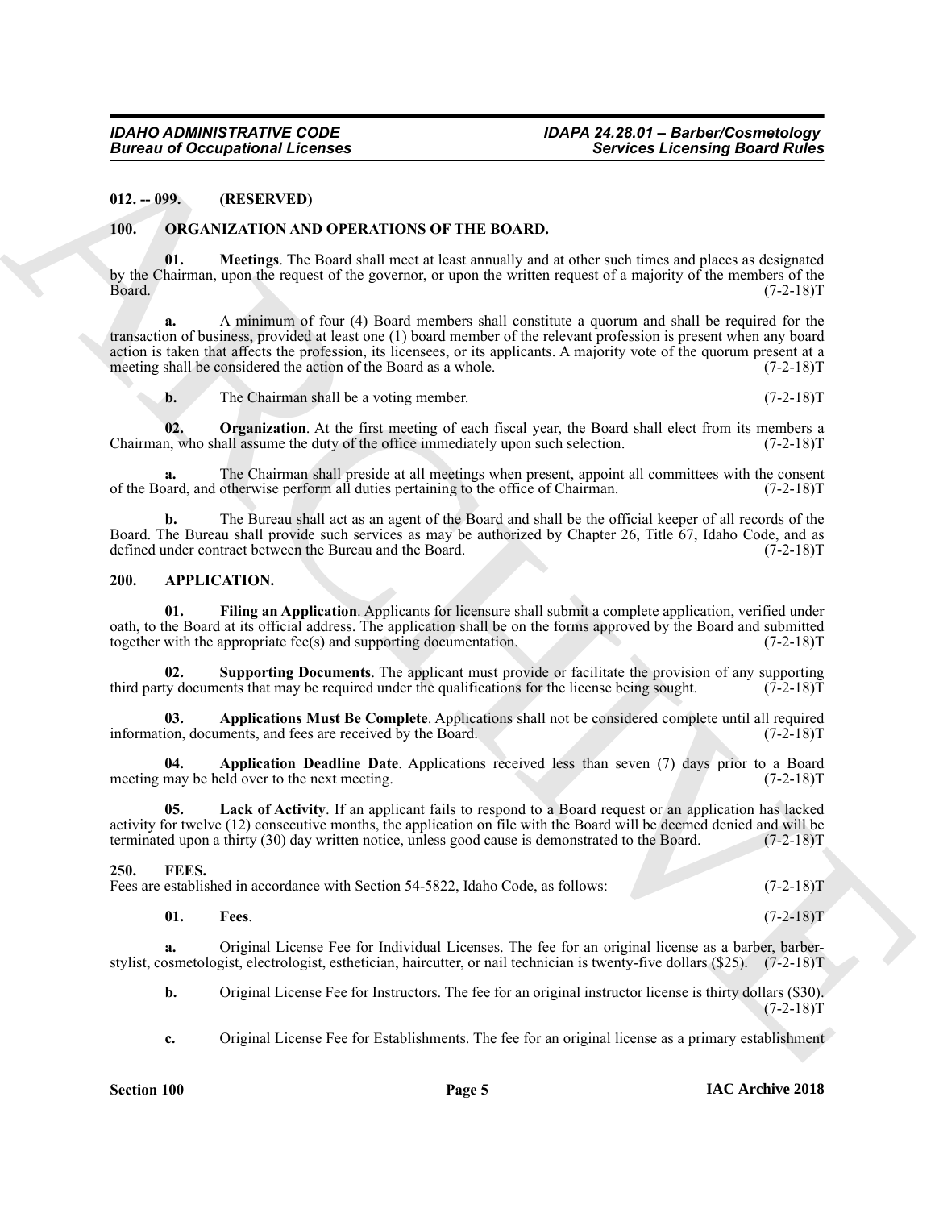## 012. -- 099. (RESERVED)

## 100. ORGANIZATION AND OPERATIONS OF THE BOARD.

**01. Meetings**. The Board shall meet at least annually and at other such times and places as designated by the Chairman, upon the request of the governor, or upon the written request of a majority of the members of the Board. (7-2-18)T

**a.** A minimum of four (4) Board members shall constitute a quorum and shall be required for the transaction of business, provided at least one (1) board member of the relevant profession is present when any board action is taken that affects the profession, its licensees, or its applicants. A majority vote of the quorum present at a meeting shall be considered the action of the Board as a whole. (7-2-18)T

**b.** The Chairman shall be a voting member. (7-2-18)T

**02. Organization**. At the first meeting of each fiscal year, the Board shall elect from its members a Chairman, who shall assume the duty of the office immediately upon such selection. (7-2-18)T

**a.** The Chairman shall preside at all meetings when present, appoint all committees with the consent of the Board, and otherwise perform all duties pertaining to the office of Chairman. (7-2-18)T

**b.** The Bureau shall act as an agent of the Board and shall be the official keeper of all records of the Board. The Bureau shall provide such services as may be authorized by Chapter 26, Title 67, Idaho Code, and as defined under contract between the Bureau and the Board. (7-2-18)T

## 200. APPLICATION.

**01. Filing an Application**. Applicants for licensure shall submit a complete application, verified under oath, to the Board at its official address. The application shall be on the forms approved by the Board and submitted together with the appropriate fee(s) and supporting documentation. (7-2-18)T

**02. Supporting Documents**. The applicant must provide or facilitate the provision of any supporting third party documents that may be required under the qualifications for the license being sought. (7-2-18)T

**03. Applications Must Be Complete**. Applications shall not be considered complete until all required information, documents, and fees are received by the Board. (7-2-18)T

**04. Application Deadline Date**. Applications received less than seven (7) days prior to a Board meeting may be held over to the next meeting. (7-2-18)T

**05. Lack of Activity**. If an applicant fails to respond to a Board request or an application has lacked activity for twelve (12) consecutive months, the application on file with the Board will be deemed denied and will be terminated upon a thirty (30) day written notice, unless good cause is demonstrated to the Board. (7-2-18)T

## 250. FEES.

Fees are established in accordance with Section 54-5822, Idaho Code, as follows: (7-2-18)T

**01. Fees**. (7-2-18)T

**a.** Original License Fee for Individual Licenses. The fee for an original license as a barber, barber-stylist, cosmetologist, electrologist, esthetician, haircutter, or nail technician is twenty-five dollars ($25). (7-2-18)T

**b.** Original License Fee for Instructors. The fee for an original instructor license is thirty dollars ($30). (7-2-18)T

**c.** Original License Fee for Establishments. The fee for an original license as a primary establishment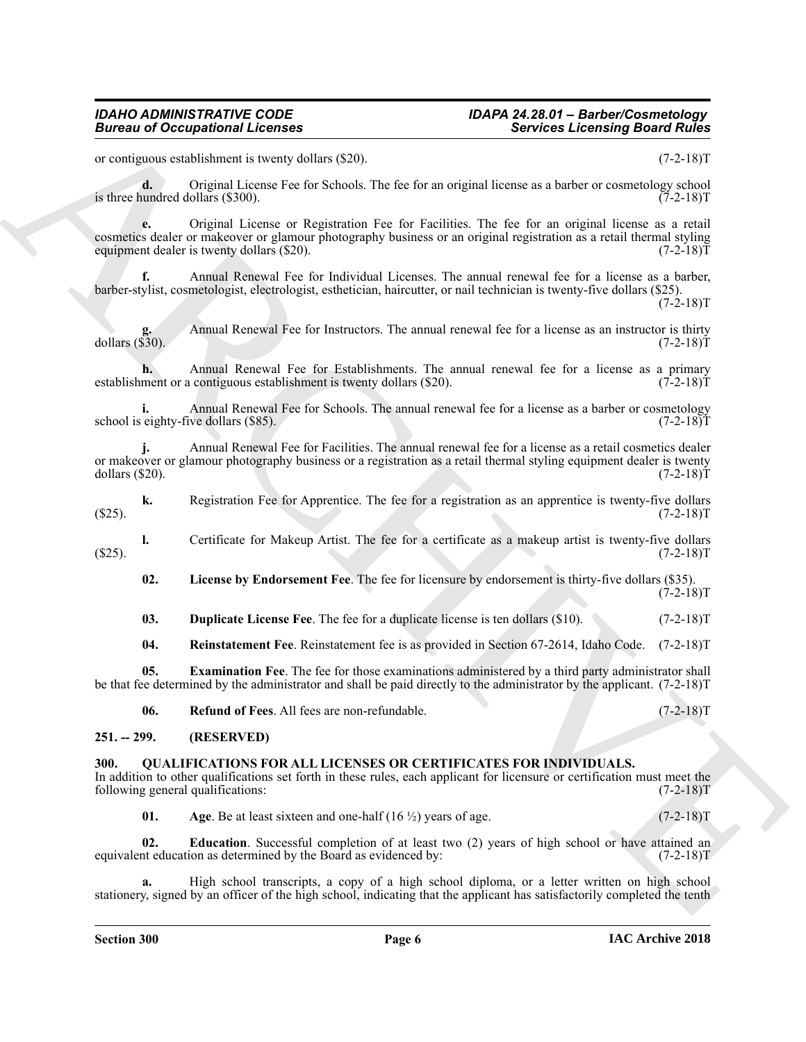or contiguous establishment is twenty dollars ($20). (7-2-18)T

**d.** Original License Fee for Schools. The fee for an original license as a barber or cosmetology school is three hundred dollars ($300). (7-2-18)T

**e.** Original License or Registration Fee for Facilities. The fee for an original license as a retail cosmetics dealer or makeover or glamour photography business or an original registration as a retail thermal styling equipment dealer is twenty dollars ($20). (7-2-18)T

**f.** Annual Renewal Fee for Individual Licenses. The annual renewal fee for a license as a barber, barber-stylist, cosmetologist, electrologist, esthetician, haircutter, or nail technician is twenty-five dollars ($25). (7-2-18)T

**g.** Annual Renewal Fee for Instructors. The annual renewal fee for a license as an instructor is thirty dollars ($30). (7-2-18)T

**h.** Annual Renewal Fee for Establishments. The annual renewal fee for a license as a primary establishment or a contiguous establishment is twenty dollars ($20). (7-2-18)T

**i.** Annual Renewal Fee for Schools. The annual renewal fee for a license as a barber or cosmetology school is eighty-five dollars ($85). (7-2-18)T

**j.** Annual Renewal Fee for Facilities. The annual renewal fee for a license as a retail cosmetics dealer or makeover or glamour photography business or a registration as a retail thermal styling equipment dealer is twenty dollars ($20). (7-2-18)T

**k.** Registration Fee for Apprentice. The fee for a registration as an apprentice is twenty-five dollars ($25). (7-2-18)T

**l.** Certificate for Makeup Artist. The fee for a certificate as a makeup artist is twenty-five dollars ($25). (7-2-18)T

**02. License by Endorsement Fee**. The fee for licensure by endorsement is thirty-five dollars ($35). (7-2-18)T

**03. Duplicate License Fee**. The fee for a duplicate license is ten dollars ($10). (7-2-18)T

**04. Reinstatement Fee**. Reinstatement fee is as provided in Section 67-2614, Idaho Code. (7-2-18)T

**05. Examination Fee**. The fee for those examinations administered by a third party administrator shall be that fee determined by the administrator and shall be paid directly to the administrator by the applicant. (7-2-18)T

**06. Refund of Fees**. All fees are non-refundable. (7-2-18)T

## 251. -- 299. (RESERVED)

## 300. QUALIFICATIONS FOR ALL LICENSES OR CERTIFICATES FOR INDIVIDUALS.

In addition to other qualifications set forth in these rules, each applicant for licensure or certification must meet the following general qualifications: (7-2-18)T

**01. Age**. Be at least sixteen and one-half (16 ½) years of age. (7-2-18)T

**02. Education**. Successful completion of at least two (2) years of high school or have attained an equivalent education as determined by the Board as evidenced by: (7-2-18)T

**a.** High school transcripts, a copy of a high school diploma, or a letter written on high school stationery, signed by an officer of the high school, indicating that the applicant has satisfactorily completed the tenth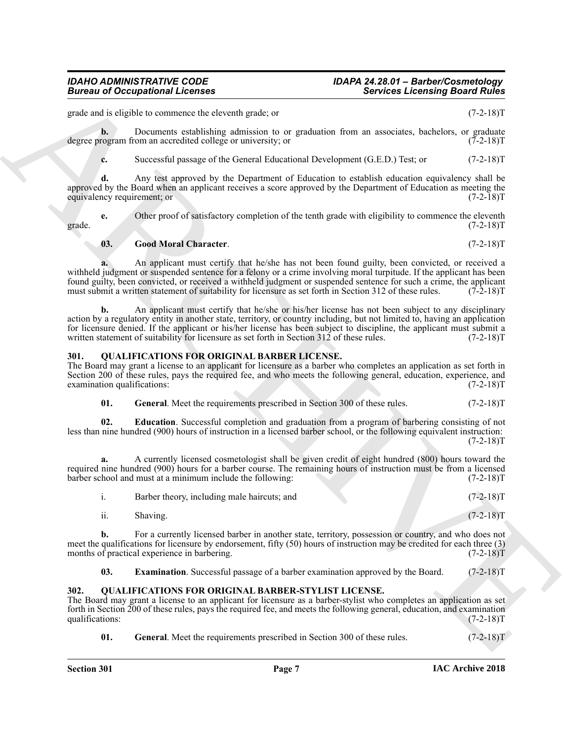grade and is eligible to commence the eleventh grade; or (7-2-18)T

**b.** Documents establishing admission to or graduation from an associates, bachelors, or graduate degree program from an accredited college or university; or (7-2-18)T

**c.** Successful passage of the General Educational Development (G.E.D.) Test; or (7-2-18)T

**d.** Any test approved by the Department of Education to establish education equivalency shall be approved by the Board when an applicant receives a score approved by the Department of Education as meeting the equivalency requirement; or (7-2-18)T

**e.** Other proof of satisfactory completion of the tenth grade with eligibility to commence the eleventh grade. (7-2-18)T

**03. Good Moral Character**. (7-2-18)T

**a.** An applicant must certify that he/she has not been found guilty, been convicted, or received a withheld judgment or suspended sentence for a felony or a crime involving moral turpitude. If the applicant has been found guilty, been convicted, or received a withheld judgment or suspended sentence for such a crime, the applicant must submit a written statement of suitability for licensure as set forth in Section 312 of these rules. (7-2-18)T

**b.** An applicant must certify that he/she or his/her license has not been subject to any disciplinary action by a regulatory entity in another state, territory, or country including, but not limited to, having an application for licensure denied. If the applicant or his/her license has been subject to discipline, the applicant must submit a written statement of suitability for licensure as set forth in Section 312 of these rules. (7-2-18)T

## 301. QUALIFICATIONS FOR ORIGINAL BARBER LICENSE.

The Board may grant a license to an applicant for licensure as a barber who completes an application as set forth in Section 200 of these rules, pays the required fee, and who meets the following general, education, experience, and examination qualifications: (7-2-18)T

**01. General**. Meet the requirements prescribed in Section 300 of these rules. (7-2-18)T

**02. Education**. Successful completion and graduation from a program of barbering consisting of not less than nine hundred (900) hours of instruction in a licensed barber school, or the following equivalent instruction: (7-2-18)T

**a.** A currently licensed cosmetologist shall be given credit of eight hundred (800) hours toward the required nine hundred (900) hours for a barber course. The remaining hours of instruction must be from a licensed barber school and must at a minimum include the following: (7-2-18)T

i. Barber theory, including male haircuts; and (7-2-18)T

ii. Shaving. (7-2-18)T

**b.** For a currently licensed barber in another state, territory, possession or country, and who does not meet the qualifications for licensure by endorsement, fifty (50) hours of instruction may be credited for each three (3) months of practical experience in barbering. (7-2-18)T

**03. Examination**. Successful passage of a barber examination approved by the Board. (7-2-18)T

## 302. QUALIFICATIONS FOR ORIGINAL BARBER-STYLIST LICENSE.

The Board may grant a license to an applicant for licensure as a barber-stylist who completes an application as set forth in Section 200 of these rules, pays the required fee, and meets the following general, education, and examination qualifications: (7-2-18)T

**01. General**. Meet the requirements prescribed in Section 300 of these rules. (7-2-18)T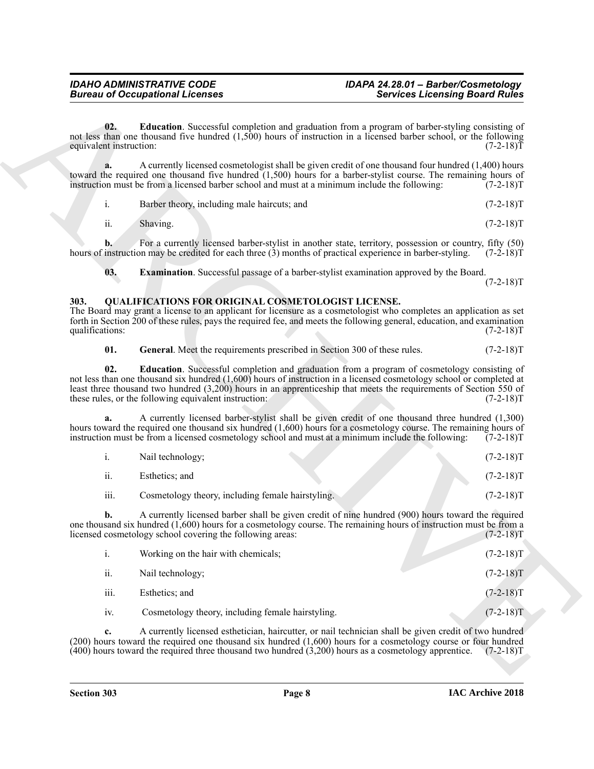**02. Education**. Successful completion and graduation from a program of barber-styling consisting of not less than one thousand five hundred (1,500) hours of instruction in a licensed barber school, or the following equivalent instruction: (7-2-18)T

**a.** A currently licensed cosmetologist shall be given credit of one thousand four hundred (1,400) hours toward the required one thousand five hundred (1,500) hours for a barber-stylist course. The remaining hours of instruction must be from a licensed barber school and must at a minimum include the following: (7-2-18)T

i. Barber theory, including male haircuts; and (7-2-18)T

ii. Shaving. (7-2-18)T

**b.** For a currently licensed barber-stylist in another state, territory, possession or country, fifty (50) hours of instruction may be credited for each three (3) months of practical experience in barber-styling. (7-2-18)T

**03. Examination**. Successful passage of a barber-stylist examination approved by the Board. (7-2-18)T

### 303. QUALIFICATIONS FOR ORIGINAL COSMETOLOGIST LICENSE.

The Board may grant a license to an applicant for licensure as a cosmetologist who completes an application as set forth in Section 200 of these rules, pays the required fee, and meets the following general, education, and examination qualifications: (7-2-18)T

**01. General**. Meet the requirements prescribed in Section 300 of these rules. (7-2-18)T

**02. Education**. Successful completion and graduation from a program of cosmetology consisting of not less than one thousand six hundred (1,600) hours of instruction in a licensed cosmetology school or completed at least three thousand two hundred (3,200) hours in an apprenticeship that meets the requirements of Section 550 of these rules, or the following equivalent instruction: (7-2-18)T

**a.** A currently licensed barber-stylist shall be given credit of one thousand three hundred (1,300) hours toward the required one thousand six hundred (1,600) hours for a cosmetology course. The remaining hours of instruction must be from a licensed cosmetology school and must at a minimum include the following: (7-2-18)T

i. Nail technology; (7-2-18)T

ii. Esthetics; and (7-2-18)T

iii. Cosmetology theory, including female hairstyling. (7-2-18)T

**b.** A currently licensed barber shall be given credit of nine hundred (900) hours toward the required one thousand six hundred (1,600) hours for a cosmetology course. The remaining hours of instruction must be from a licensed cosmetology school covering the following areas: (7-2-18)T

i. Working on the hair with chemicals; (7-2-18)T

ii. Nail technology; (7-2-18)T

iii. Esthetics; and (7-2-18)T

iv. Cosmetology theory, including female hairstyling. (7-2-18)T

**c.** A currently licensed esthetician, haircutter, or nail technician shall be given credit of two hundred (200) hours toward the required one thousand six hundred (1,600) hours for a cosmetology course or four hundred (400) hours toward the required three thousand two hundred (3,200) hours as a cosmetology apprentice. (7-2-18)T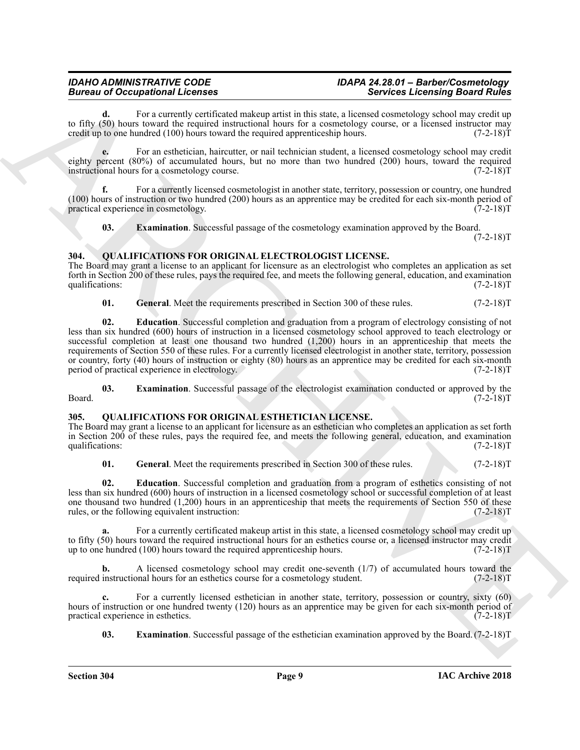**d.** For a currently certificated makeup artist in this state, a licensed cosmetology school may credit up to fifty (50) hours toward the required instructional hours for a cosmetology course, or a licensed instructor may credit up to one hundred (100) hours toward the required apprenticeship hours. (7-2-18)T

**e.** For an esthetician, haircutter, or nail technician student, a licensed cosmetology school may credit eighty percent (80%) of accumulated hours, but no more than two hundred (200) hours, toward the required instructional hours for a cosmetology course. (7-2-18)T

**f.** For a currently licensed cosmetologist in another state, territory, possession or country, one hundred (100) hours of instruction or two hundred (200) hours as an apprentice may be credited for each six-month period of practical experience in cosmetology. (7-2-18)T

**03. Examination**. Successful passage of the cosmetology examination approved by the Board. (7-2-18)T

## 304. QUALIFICATIONS FOR ORIGINAL ELECTROLOGIST LICENSE.

The Board may grant a license to an applicant for licensure as an electrologist who completes an application as set forth in Section 200 of these rules, pays the required fee, and meets the following general, education, and examination qualifications: (7-2-18)T

**01. General**. Meet the requirements prescribed in Section 300 of these rules. (7-2-18)T

**02. Education**. Successful completion and graduation from a program of electrology consisting of not less than six hundred (600) hours of instruction in a licensed cosmetology school approved to teach electrology or successful completion at least one thousand two hundred (1,200) hours in an apprenticeship that meets the requirements of Section 550 of these rules. For a currently licensed electrologist in another state, territory, possession or country, forty (40) hours of instruction or eighty (80) hours as an apprentice may be credited for each six-month period of practical experience in electrology. (7-2-18)T

**03. Examination**. Successful passage of the electrologist examination conducted or approved by the Board. (7-2-18)T

## 305. QUALIFICATIONS FOR ORIGINAL ESTHETICIAN LICENSE.

The Board may grant a license to an applicant for licensure as an esthetician who completes an application as set forth in Section 200 of these rules, pays the required fee, and meets the following general, education, and examination qualifications: (7-2-18)T

**01. General**. Meet the requirements prescribed in Section 300 of these rules. (7-2-18)T

**02. Education**. Successful completion and graduation from a program of esthetics consisting of not less than six hundred (600) hours of instruction in a licensed cosmetology school or successful completion of at least one thousand two hundred (1,200) hours in an apprenticeship that meets the requirements of Section 550 of these rules, or the following equivalent instruction: (7-2-18)T

**a.** For a currently certificated makeup artist in this state, a licensed cosmetology school may credit up to fifty (50) hours toward the required instructional hours for an esthetics course or, a licensed instructor may credit up to one hundred (100) hours toward the required apprenticeship hours. (7-2-18)T

**b.** A licensed cosmetology school may credit one-seventh (1/7) of accumulated hours toward the required instructional hours for an esthetics course for a cosmetology student. (7-2-18)T

**c.** For a currently licensed esthetician in another state, territory, possession or country, sixty (60) hours of instruction or one hundred twenty (120) hours as an apprentice may be given for each six-month period of practical experience in esthetics. (7-2-18)T

**03. Examination**. Successful passage of the esthetician examination approved by the Board. (7-2-18)T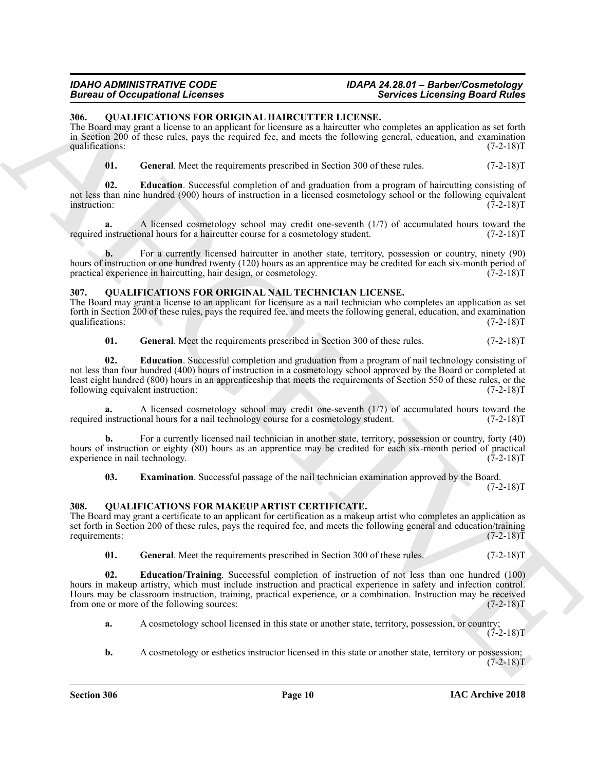### 306. QUALIFICATIONS FOR ORIGINAL HAIRCUTTER LICENSE.

The Board may grant a license to an applicant for licensure as a haircutter who completes an application as set forth in Section 200 of these rules, pays the required fee, and meets the following general, education, and examination qualifications: (7-2-18)T

**01. General**. Meet the requirements prescribed in Section 300 of these rules. (7-2-18)T

**02. Education**. Successful completion of and graduation from a program of haircutting consisting of not less than nine hundred (900) hours of instruction in a licensed cosmetology school or the following equivalent instruction: (7-2-18)T

**a.** A licensed cosmetology school may credit one-seventh (1/7) of accumulated hours toward the required instructional hours for a haircutter course for a cosmetology student. (7-2-18)T

**b.** For a currently licensed haircutter in another state, territory, possession or country, ninety (90) hours of instruction or one hundred twenty (120) hours as an apprentice may be credited for each six-month period of practical experience in haircutting, hair design, or cosmetology. (7-2-18)T

### 307. QUALIFICATIONS FOR ORIGINAL NAIL TECHNICIAN LICENSE.

The Board may grant a license to an applicant for licensure as a nail technician who completes an application as set forth in Section 200 of these rules, pays the required fee, and meets the following general, education, and examination qualifications: (7-2-18)T

**01. General**. Meet the requirements prescribed in Section 300 of these rules. (7-2-18)T

**02. Education**. Successful completion and graduation from a program of nail technology consisting of not less than four hundred (400) hours of instruction in a cosmetology school approved by the Board or completed at least eight hundred (800) hours in an apprenticeship that meets the requirements of Section 550 of these rules, or the following equivalent instruction: (7-2-18)T

**a.** A licensed cosmetology school may credit one-seventh (1/7) of accumulated hours toward the required instructional hours for a nail technology course for a cosmetology student. (7-2-18)T

**b.** For a currently licensed nail technician in another state, territory, possession or country, forty (40) hours of instruction or eighty (80) hours as an apprentice may be credited for each six-month period of practical experience in nail technology. (7-2-18)T

**03. Examination**. Successful passage of the nail technician examination approved by the Board. (7-2-18)T

### 308. QUALIFICATIONS FOR MAKEUP ARTIST CERTIFICATE.

The Board may grant a certificate to an applicant for certification as a makeup artist who completes an application as set forth in Section 200 of these rules, pays the required fee, and meets the following general and education/training requirements: (7-2-18)T

**01. General**. Meet the requirements prescribed in Section 300 of these rules. (7-2-18)T

**02. Education/Training**. Successful completion of instruction of not less than one hundred (100) hours in makeup artistry, which must include instruction and practical experience in safety and infection control. Hours may be classroom instruction, training, practical experience, or a combination. Instruction may be received from one or more of the following sources: (7-2-18)T

**a.** A cosmetology school licensed in this state or another state, territory, possession, or country; (7-2-18)T

**b.** A cosmetology or esthetics instructor licensed in this state or another state, territory or possession; (7-2-18)T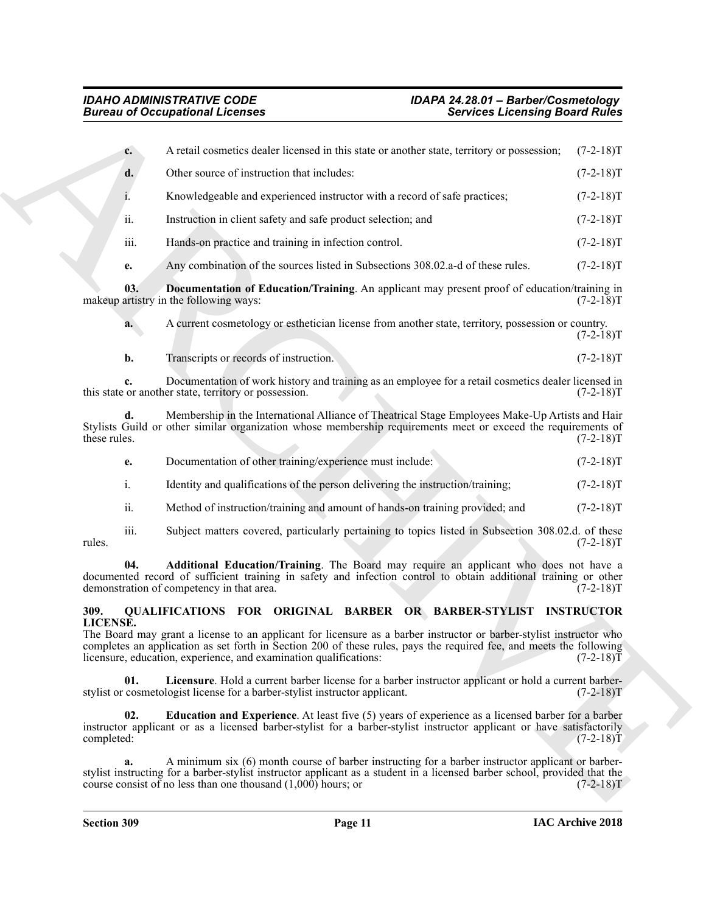**c.** A retail cosmetics dealer licensed in this state or another state, territory or possession; (7-2-18)T

**d.** Other source of instruction that includes: (7-2-18)T

i. Knowledgeable and experienced instructor with a record of safe practices; (7-2-18)T

ii. Instruction in client safety and safe product selection; and (7-2-18)T

iii. Hands-on practice and training in infection control. (7-2-18)T

**e.** Any combination of the sources listed in Subsections 308.02.a-d of these rules. (7-2-18)T

**03. Documentation of Education/Training**. An applicant may present proof of education/training in makeup artistry in the following ways: (7-2-18)T

**a.** A current cosmetology or esthetician license from another state, territory, possession or country. (7-2-18)T

**b.** Transcripts or records of instruction. (7-2-18)T

**c.** Documentation of work history and training as an employee for a retail cosmetics dealer licensed in this state or another state, territory or possession. (7-2-18)T

**d.** Membership in the International Alliance of Theatrical Stage Employees Make-Up Artists and Hair Stylists Guild or other similar organization whose membership requirements meet or exceed the requirements of these rules. (7-2-18)T

**e.** Documentation of other training/experience must include: (7-2-18)T

i. Identity and qualifications of the person delivering the instruction/training; (7-2-18)T

ii. Method of instruction/training and amount of hands-on training provided; and (7-2-18)T

iii. Subject matters covered, particularly pertaining to topics listed in Subsection 308.02.d. of these rules. (7-2-18)T

**04. Additional Education/Training**. The Board may require an applicant who does not have a documented record of sufficient training in safety and infection control to obtain additional training or other demonstration of competency in that area. (7-2-18)T

## 309. QUALIFICATIONS FOR ORIGINAL BARBER OR BARBER-STYLIST INSTRUCTOR LICENSE.

The Board may grant a license to an applicant for licensure as a barber instructor or barber-stylist instructor who completes an application as set forth in Section 200 of these rules, pays the required fee, and meets the following licensure, education, experience, and examination qualifications: (7-2-18)T

**01. Licensure**. Hold a current barber license for a barber instructor applicant or hold a current barber-stylist or cosmetologist license for a barber-stylist instructor applicant. (7-2-18)T

**02. Education and Experience**. At least five (5) years of experience as a licensed barber for a barber instructor applicant or as a licensed barber-stylist for a barber-stylist instructor applicant or have satisfactorily completed: (7-2-18)T

**a.** A minimum six (6) month course of barber instructing for a barber instructor applicant or barber-stylist instructing for a barber-stylist instructor applicant as a student in a licensed barber school, provided that the course consist of no less than one thousand (1,000) hours; or (7-2-18)T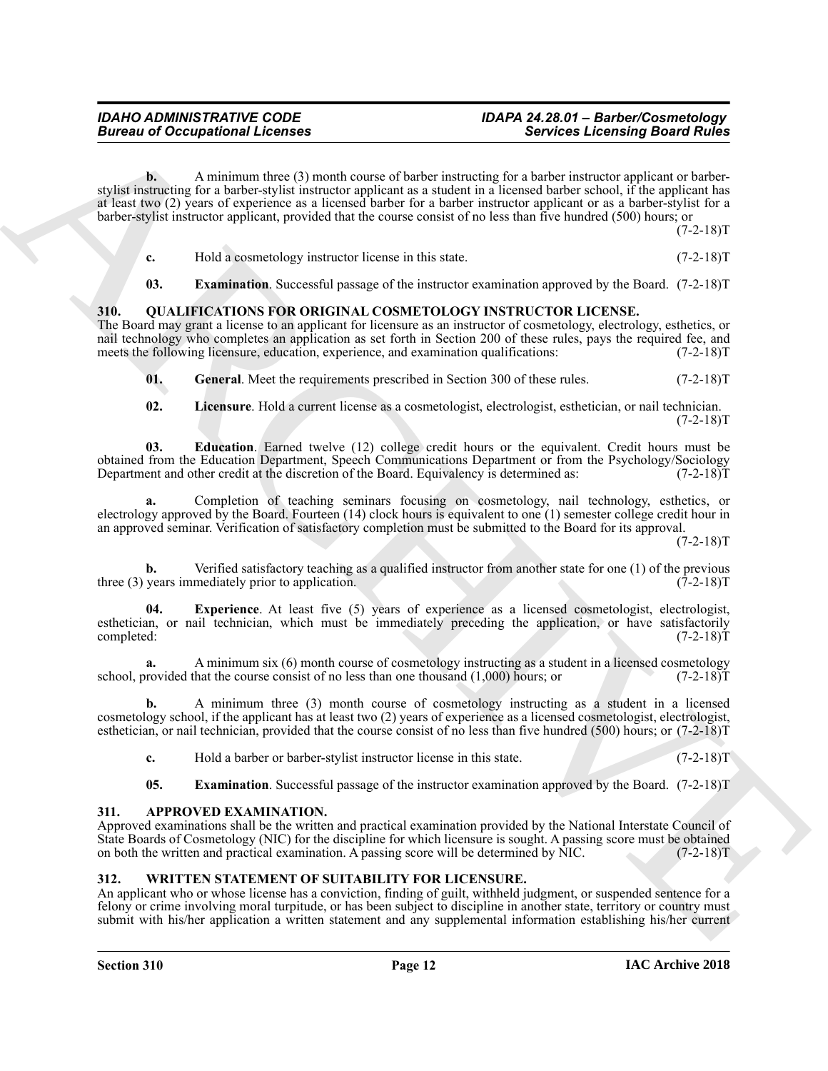**b.** A minimum three (3) month course of barber instructing for a barber instructor applicant or barber-stylist instructing for a barber-stylist instructor applicant as a student in a licensed barber school, if the applicant has at least two (2) years of experience as a licensed barber for a barber instructor applicant or as a barber-stylist for a barber-stylist instructor applicant, provided that the course consist of no less than five hundred (500) hours; or (7-2-18)T

**c.** Hold a cosmetology instructor license in this state. (7-2-18)T

**03. Examination**. Successful passage of the instructor examination approved by the Board. (7-2-18)T

## 310. QUALIFICATIONS FOR ORIGINAL COSMETOLOGY INSTRUCTOR LICENSE.

The Board may grant a license to an applicant for licensure as an instructor of cosmetology, electrology, esthetics, or nail technology who completes an application as set forth in Section 200 of these rules, pays the required fee, and meets the following licensure, education, experience, and examination qualifications: (7-2-18)T

**01. General**. Meet the requirements prescribed in Section 300 of these rules. (7-2-18)T

**02. Licensure**. Hold a current license as a cosmetologist, electrologist, esthetician, or nail technician. (7-2-18)T

**03. Education**. Earned twelve (12) college credit hours or the equivalent. Credit hours must be obtained from the Education Department, Speech Communications Department or from the Psychology/Sociology Department and other credit at the discretion of the Board. Equivalency is determined as: (7-2-18)T

**a.** Completion of teaching seminars focusing on cosmetology, nail technology, esthetics, or electrology approved by the Board. Fourteen (14) clock hours is equivalent to one (1) semester college credit hour in an approved seminar. Verification of satisfactory completion must be submitted to the Board for its approval. (7-2-18)T

**b.** Verified satisfactory teaching as a qualified instructor from another state for one (1) of the previous three (3) years immediately prior to application. (7-2-18)T

**04. Experience**. At least five (5) years of experience as a licensed cosmetologist, electrologist, esthetician, or nail technician, which must be immediately preceding the application, or have satisfactorily completed: (7-2-18)T

**a.** A minimum six (6) month course of cosmetology instructing as a student in a licensed cosmetology school, provided that the course consist of no less than one thousand (1,000) hours; or (7-2-18)T

**b.** A minimum three (3) month course of cosmetology instructing as a student in a licensed cosmetology school, if the applicant has at least two (2) years of experience as a licensed cosmetologist, electrologist, esthetician, or nail technician, provided that the course consist of no less than five hundred (500) hours; or (7-2-18)T

**c.** Hold a barber or barber-stylist instructor license in this state. (7-2-18)T

**05. Examination**. Successful passage of the instructor examination approved by the Board. (7-2-18)T

## 311. APPROVED EXAMINATION.

Approved examinations shall be the written and practical examination provided by the National Interstate Council of State Boards of Cosmetology (NIC) for the discipline for which licensure is sought. A passing score must be obtained on both the written and practical examination. A passing score will be determined by NIC. (7-2-18)T

## 312. WRITTEN STATEMENT OF SUITABILITY FOR LICENSURE.

An applicant who or whose license has a conviction, finding of guilt, withheld judgment, or suspended sentence for a felony or crime involving moral turpitude, or has been subject to discipline in another state, territory or country must submit with his/her application a written statement and any supplemental information establishing his/her current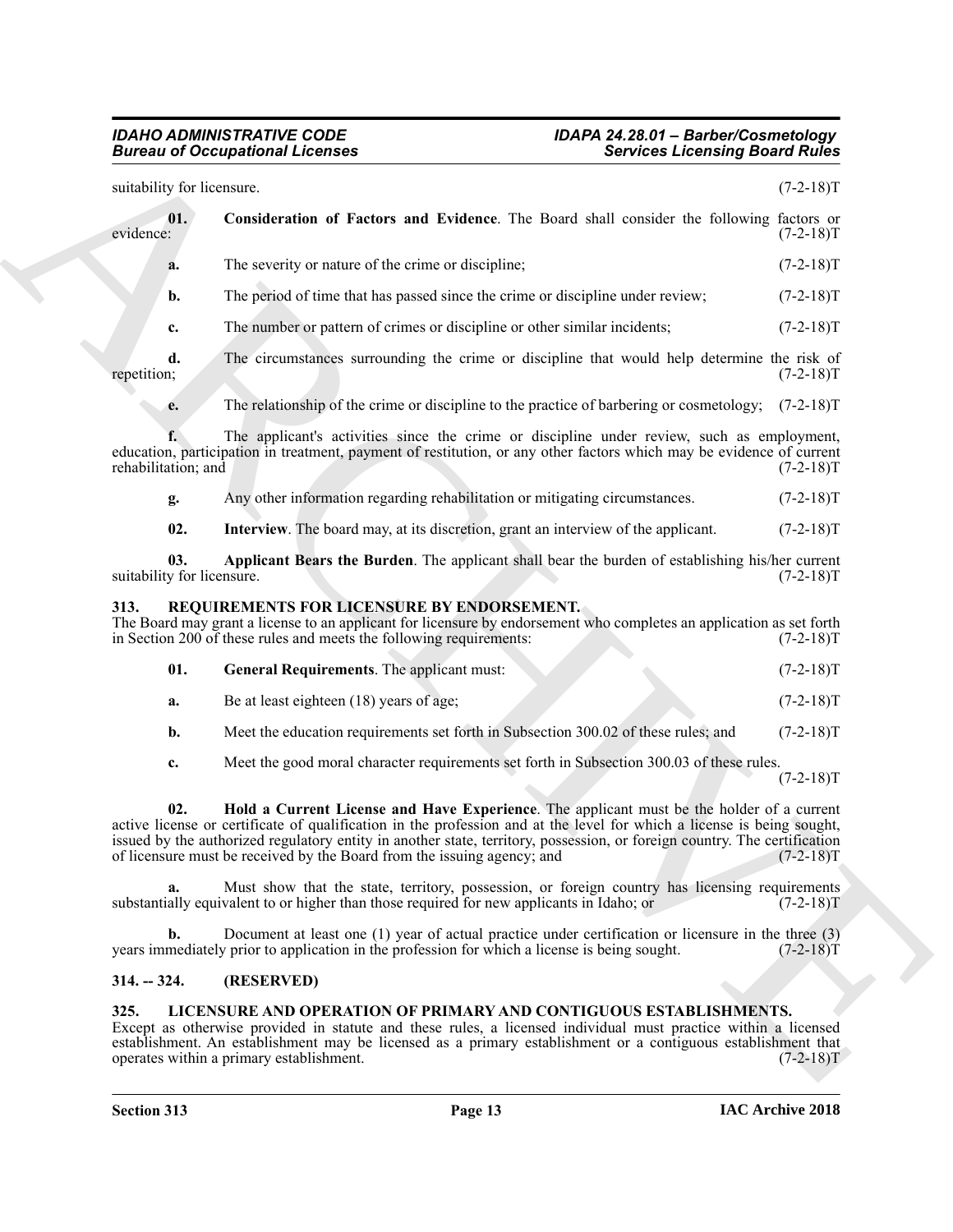suitability for licensure. (7-2-18)T

**01. Consideration of Factors and Evidence**. The Board shall consider the following factors or evidence: (7-2-18)T

**a.** The severity or nature of the crime or discipline; (7-2-18)T

**b.** The period of time that has passed since the crime or discipline under review; (7-2-18)T

**c.** The number or pattern of crimes or discipline or other similar incidents; (7-2-18)T

**d.** The circumstances surrounding the crime or discipline that would help determine the risk of repetition; (7-2-18)T

**e.** The relationship of the crime or discipline to the practice of barbering or cosmetology; (7-2-18)T

**f.** The applicant's activities since the crime or discipline under review, such as employment, education, participation in treatment, payment of restitution, or any other factors which may be evidence of current rehabilitation; and (7-2-18)T

**g.** Any other information regarding rehabilitation or mitigating circumstances. (7-2-18)T

**02. Interview**. The board may, at its discretion, grant an interview of the applicant. (7-2-18)T

**03. Applicant Bears the Burden**. The applicant shall bear the burden of establishing his/her current suitability for licensure. (7-2-18)T

## 313. REQUIREMENTS FOR LICENSURE BY ENDORSEMENT.

The Board may grant a license to an applicant for licensure by endorsement who completes an application as set forth in Section 200 of these rules and meets the following requirements: (7-2-18)T

**01. General Requirements**. The applicant must: (7-2-18)T

**a.** Be at least eighteen (18) years of age; (7-2-18)T

**b.** Meet the education requirements set forth in Subsection 300.02 of these rules; and (7-2-18)T

**c.** Meet the good moral character requirements set forth in Subsection 300.03 of these rules. (7-2-18)T

**02. Hold a Current License and Have Experience**. The applicant must be the holder of a current active license or certificate of qualification in the profession and at the level for which a license is being sought, issued by the authorized regulatory entity in another state, territory, possession, or foreign country. The certification of licensure must be received by the Board from the issuing agency; and (7-2-18)T

**a.** Must show that the state, territory, possession, or foreign country has licensing requirements substantially equivalent to or higher than those required for new applicants in Idaho; or (7-2-18)T

**b.** Document at least one (1) year of actual practice under certification or licensure in the three (3) years immediately prior to application in the profession for which a license is being sought. (7-2-18)T

## 314. -- 324. (RESERVED)

## 325. LICENSURE AND OPERATION OF PRIMARY AND CONTIGUOUS ESTABLISHMENTS.

Except as otherwise provided in statute and these rules, a licensed individual must practice within a licensed establishment. An establishment may be licensed as a primary establishment or a contiguous establishment that operates within a primary establishment. (7-2-18)T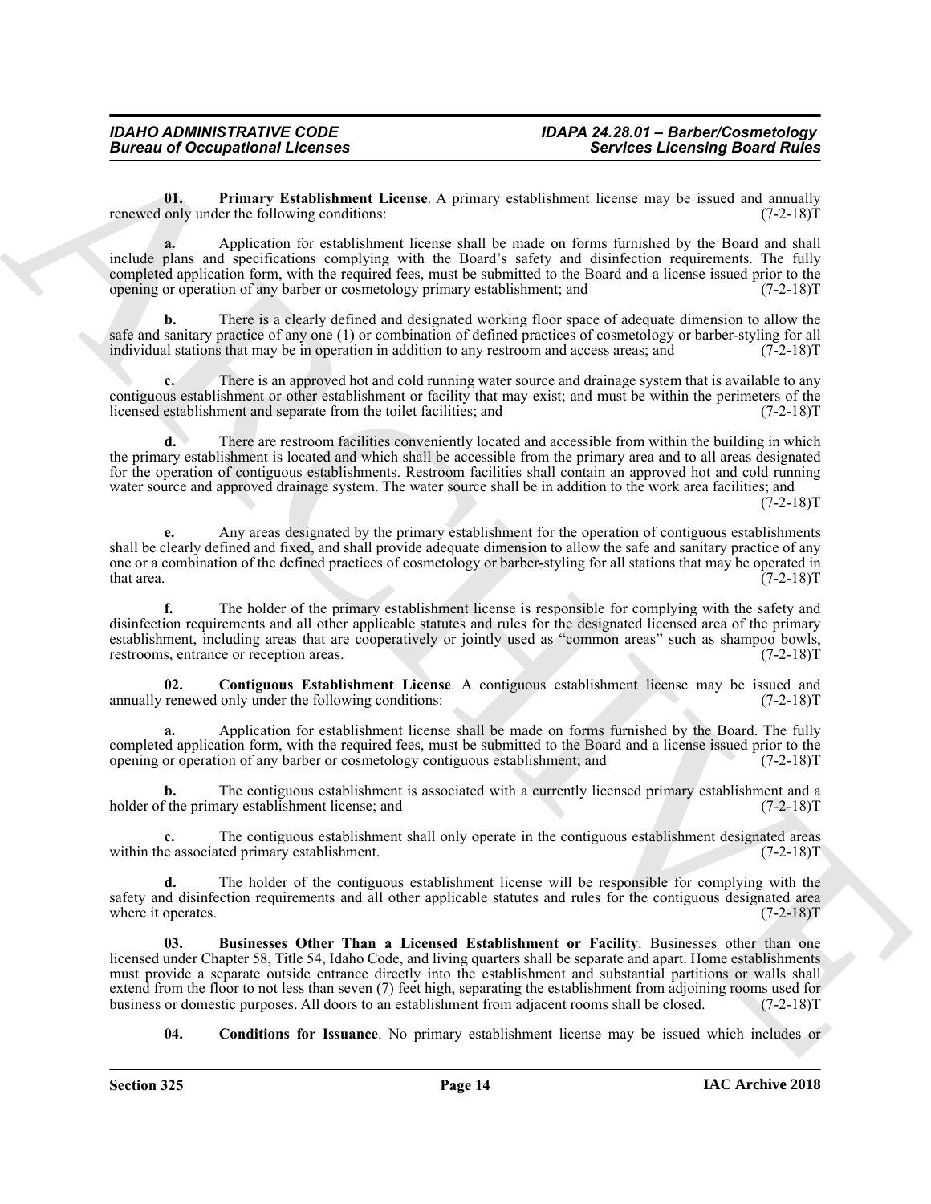**01. Primary Establishment License**. A primary establishment license may be issued and annually renewed only under the following conditions: (7-2-18)T

**a.** Application for establishment license shall be made on forms furnished by the Board and shall include plans and specifications complying with the Board's safety and disinfection requirements. The fully completed application form, with the required fees, must be submitted to the Board and a license issued prior to the opening or operation of any barber or cosmetology primary establishment; and (7-2-18)T

**b.** There is a clearly defined and designated working floor space of adequate dimension to allow the safe and sanitary practice of any one (1) or combination of defined practices of cosmetology or barber-styling for all individual stations that may be in operation in addition to any restroom and access areas; and (7-2-18)T

**c.** There is an approved hot and cold running water source and drainage system that is available to any contiguous establishment or other establishment or facility that may exist; and must be within the perimeters of the licensed establishment and separate from the toilet facilities; and (7-2-18)T

**d.** There are restroom facilities conveniently located and accessible from within the building in which the primary establishment is located and which shall be accessible from the primary area and to all areas designated for the operation of contiguous establishments. Restroom facilities shall contain an approved hot and cold running water source and approved drainage system. The water source shall be in addition to the work area facilities; and (7-2-18)T

**e.** Any areas designated by the primary establishment for the operation of contiguous establishments shall be clearly defined and fixed, and shall provide adequate dimension to allow the safe and sanitary practice of any one or a combination of the defined practices of cosmetology or barber-styling for all stations that may be operated in that area. (7-2-18)T

**f.** The holder of the primary establishment license is responsible for complying with the safety and disinfection requirements and all other applicable statutes and rules for the designated licensed area of the primary establishment, including areas that are cooperatively or jointly used as "common areas" such as shampoo bowls, restrooms, entrance or reception areas. (7-2-18)T

**02. Contiguous Establishment License**. A contiguous establishment license may be issued and annually renewed only under the following conditions: (7-2-18)T

**a.** Application for establishment license shall be made on forms furnished by the Board. The fully completed application form, with the required fees, must be submitted to the Board and a license issued prior to the opening or operation of any barber or cosmetology contiguous establishment; and (7-2-18)T

**b.** The contiguous establishment is associated with a currently licensed primary establishment and a holder of the primary establishment license; and (7-2-18)T

**c.** The contiguous establishment shall only operate in the contiguous establishment designated areas within the associated primary establishment. (7-2-18)T

**d.** The holder of the contiguous establishment license will be responsible for complying with the safety and disinfection requirements and all other applicable statutes and rules for the contiguous designated area where it operates. (7-2-18)T

**03. Businesses Other Than a Licensed Establishment or Facility**. Businesses other than one licensed under Chapter 58, Title 54, Idaho Code, and living quarters shall be separate and apart. Home establishments must provide a separate outside entrance directly into the establishment and substantial partitions or walls shall extend from the floor to not less than seven (7) feet high, separating the establishment from adjoining rooms used for business or domestic purposes. All doors to an establishment from adjacent rooms shall be closed. (7-2-18)T

**04. Conditions for Issuance**. No primary establishment license may be issued which includes or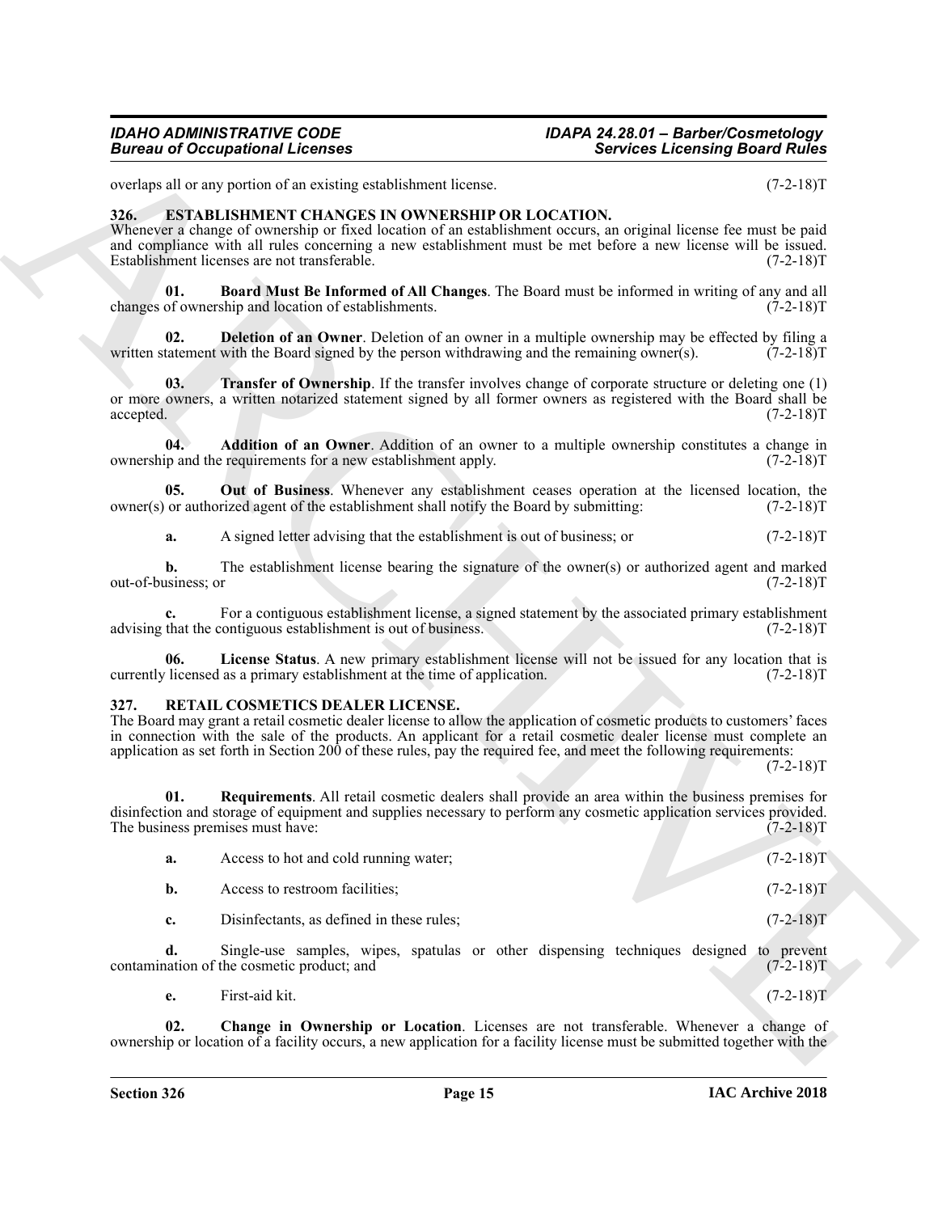overlaps all or any portion of an existing establishment license. (7-2-18)T

### 326. ESTABLISHMENT CHANGES IN OWNERSHIP OR LOCATION.

Whenever a change of ownership or fixed location of an establishment occurs, an original license fee must be paid and compliance with all rules concerning a new establishment must be met before a new license will be issued. Establishment licenses are not transferable. (7-2-18)T

**01. Board Must Be Informed of All Changes**. The Board must be informed in writing of any and all changes of ownership and location of establishments. (7-2-18)T

**02. Deletion of an Owner**. Deletion of an owner in a multiple ownership may be effected by filing a written statement with the Board signed by the person withdrawing and the remaining owner(s). (7-2-18)T

**03. Transfer of Ownership**. If the transfer involves change of corporate structure or deleting one (1) or more owners, a written notarized statement signed by all former owners as registered with the Board shall be accepted. (7-2-18)T

**04. Addition of an Owner**. Addition of an owner to a multiple ownership constitutes a change in ownership and the requirements for a new establishment apply. (7-2-18)T

**05. Out of Business**. Whenever any establishment ceases operation at the licensed location, the owner(s) or authorized agent of the establishment shall notify the Board by submitting: (7-2-18)T

**a.** A signed letter advising that the establishment is out of business; or (7-2-18)T

**b.** The establishment license bearing the signature of the owner(s) or authorized agent and marked out-of-business; or (7-2-18)T

**c.** For a contiguous establishment license, a signed statement by the associated primary establishment advising that the contiguous establishment is out of business. (7-2-18)T

**06. License Status**. A new primary establishment license will not be issued for any location that is currently licensed as a primary establishment at the time of application. (7-2-18)T

### 327. RETAIL COSMETICS DEALER LICENSE.

The Board may grant a retail cosmetic dealer license to allow the application of cosmetic products to customers' faces in connection with the sale of the products. An applicant for a retail cosmetic dealer license must complete an application as set forth in Section 200 of these rules, pay the required fee, and meet the following requirements: (7-2-18)T

**01. Requirements**. All retail cosmetic dealers shall provide an area within the business premises for disinfection and storage of equipment and supplies necessary to perform any cosmetic application services provided. The business premises must have: (7-2-18)T

**a.** Access to hot and cold running water; (7-2-18)T

**b.** Access to restroom facilities; (7-2-18)T

**c.** Disinfectants, as defined in these rules; (7-2-18)T

**d.** Single-use samples, wipes, spatulas or other dispensing techniques designed to prevent contamination of the cosmetic product; and (7-2-18)T

**e.** First-aid kit. (7-2-18)T

**02. Change in Ownership or Location**. Licenses are not transferable. Whenever a change of ownership or location of a facility occurs, a new application for a facility license must be submitted together with the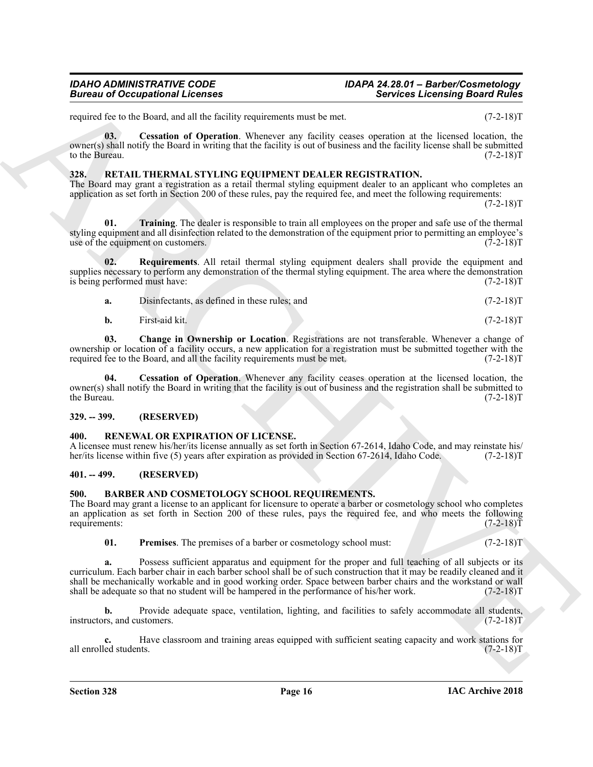required fee to the Board, and all the facility requirements must be met. (7-2-18)T

**03. Cessation of Operation**. Whenever any facility ceases operation at the licensed location, the owner(s) shall notify the Board in writing that the facility is out of business and the facility license shall be submitted to the Bureau. (7-2-18)T

## 328. RETAIL THERMAL STYLING EQUIPMENT DEALER REGISTRATION.

The Board may grant a registration as a retail thermal styling equipment dealer to an applicant who completes an application as set forth in Section 200 of these rules, pay the required fee, and meet the following requirements: (7-2-18)T

**01. Training**. The dealer is responsible to train all employees on the proper and safe use of the thermal styling equipment and all disinfection related to the demonstration of the equipment prior to permitting an employee's use of the equipment on customers. (7-2-18)T

**02. Requirements**. All retail thermal styling equipment dealers shall provide the equipment and supplies necessary to perform any demonstration of the thermal styling equipment. The area where the demonstration is being performed must have: (7-2-18)T

**a.** Disinfectants, as defined in these rules; and (7-2-18)T

**b.** First-aid kit. (7-2-18)T

**03. Change in Ownership or Location**. Registrations are not transferable. Whenever a change of ownership or location of a facility occurs, a new application for a registration must be submitted together with the required fee to the Board, and all the facility requirements must be met. (7-2-18)T

**04. Cessation of Operation**. Whenever any facility ceases operation at the licensed location, the owner(s) shall notify the Board in writing that the facility is out of business and the registration shall be submitted to the Bureau. (7-2-18)T

## 329. -- 399. (RESERVED)

## 400. RENEWAL OR EXPIRATION OF LICENSE.

A licensee must renew his/her/its license annually as set forth in Section 67-2614, Idaho Code, and may reinstate his/her/its license within five (5) years after expiration as provided in Section 67-2614, Idaho Code. (7-2-18)T

## 401. -- 499. (RESERVED)

## 500. BARBER AND COSMETOLOGY SCHOOL REQUIREMENTS.

The Board may grant a license to an applicant for licensure to operate a barber or cosmetology school who completes an application as set forth in Section 200 of these rules, pays the required fee, and who meets the following requirements: (7-2-18)T

**01. Premises**. The premises of a barber or cosmetology school must: (7-2-18)T

**a.** Possess sufficient apparatus and equipment for the proper and full teaching of all subjects or its curriculum. Each barber chair in each barber school shall be of such construction that it may be readily cleaned and it shall be mechanically workable and in good working order. Space between barber chairs and the workstand or wall shall be adequate so that no student will be hampered in the performance of his/her work. (7-2-18)T

**b.** Provide adequate space, ventilation, lighting, and facilities to safely accommodate all students, instructors, and customers. (7-2-18)T

**c.** Have classroom and training areas equipped with sufficient seating capacity and work stations for all enrolled students. (7-2-18)T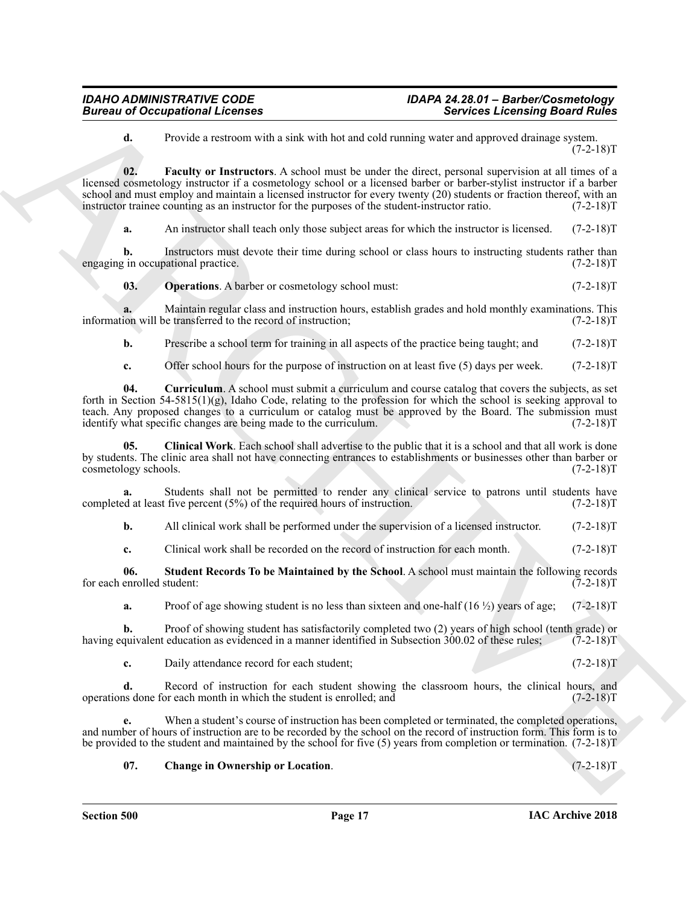**d.** Provide a restroom with a sink with hot and cold running water and approved drainage system. (7-2-18)T

**02. Faculty or Instructors**. A school must be under the direct, personal supervision at all times of a licensed cosmetology instructor if a cosmetology school or a licensed barber or barber-stylist instructor if a barber school and must employ and maintain a licensed instructor for every twenty (20) students or fraction thereof, with an instructor trainee counting as an instructor for the purposes of the student-instructor ratio. (7-2-18)T

**a.** An instructor shall teach only those subject areas for which the instructor is licensed. (7-2-18)T

**b.** Instructors must devote their time during school or class hours to instructing students rather than engaging in occupational practice. (7-2-18)T

**03. Operations**. A barber or cosmetology school must: (7-2-18)T

**a.** Maintain regular class and instruction hours, establish grades and hold monthly examinations. This information will be transferred to the record of instruction; (7-2-18)T

**b.** Prescribe a school term for training in all aspects of the practice being taught; and (7-2-18)T

**c.** Offer school hours for the purpose of instruction on at least five (5) days per week. (7-2-18)T

**04. Curriculum**. A school must submit a curriculum and course catalog that covers the subjects, as set forth in Section 54-5815(1)(g), Idaho Code, relating to the profession for which the school is seeking approval to teach. Any proposed changes to a curriculum or catalog must be approved by the Board. The submission must identify what specific changes are being made to the curriculum. (7-2-18)T

**05. Clinical Work**. Each school shall advertise to the public that it is a school and that all work is done by students. The clinic area shall not have connecting entrances to establishments or businesses other than barber or cosmetology schools. (7-2-18)T

**a.** Students shall not be permitted to render any clinical service to patrons until students have completed at least five percent (5%) of the required hours of instruction. (7-2-18)T

**b.** All clinical work shall be performed under the supervision of a licensed instructor. (7-2-18)T

**c.** Clinical work shall be recorded on the record of instruction for each month. (7-2-18)T

**06. Student Records To be Maintained by the School**. A school must maintain the following records for each enrolled student: (7-2-18)T

**a.** Proof of age showing student is no less than sixteen and one-half (16 ½) years of age; (7-2-18)T

**b.** Proof of showing student has satisfactorily completed two (2) years of high school (tenth grade) or having equivalent education as evidenced in a manner identified in Subsection 300.02 of these rules; (7-2-18)T

**c.** Daily attendance record for each student; (7-2-18)T

**d.** Record of instruction for each student showing the classroom hours, the clinical hours, and operations done for each month in which the student is enrolled; and (7-2-18)T

**e.** When a student's course of instruction has been completed or terminated, the completed operations, and number of hours of instruction are to be recorded by the school on the record of instruction form. This form is to be provided to the student and maintained by the school for five (5) years from completion or termination. (7-2-18)T

**07. Change in Ownership or Location**. (7-2-18)T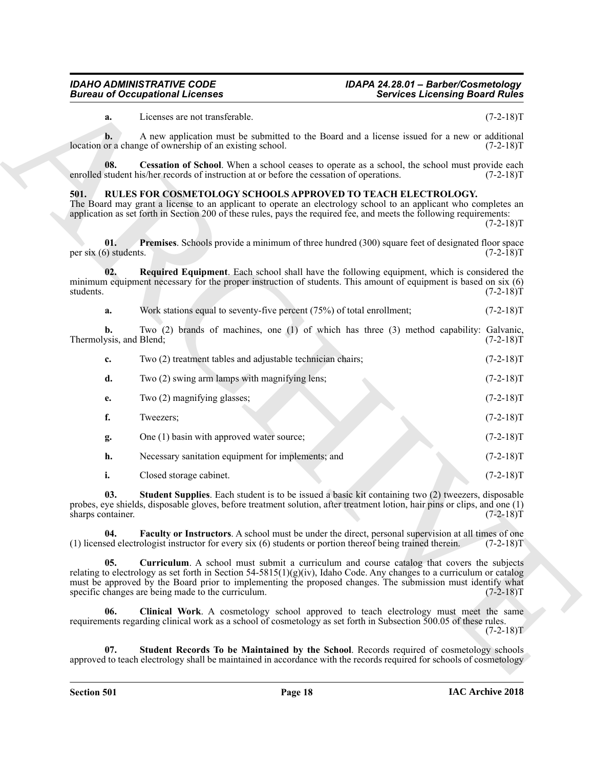**a.** Licenses are not transferable. (7-2-18)T

**b.** A new application must be submitted to the Board and a license issued for a new or additional location or a change of ownership of an existing school. (7-2-18)T

**08. Cessation of School**. When a school ceases to operate as a school, the school must provide each enrolled student his/her records of instruction at or before the cessation of operations. (7-2-18)T

## 501. RULES FOR COSMETOLOGY SCHOOLS APPROVED TO TEACH ELECTROLOGY.

The Board may grant a license to an applicant to operate an electrology school to an applicant who completes an application as set forth in Section 200 of these rules, pays the required fee, and meets the following requirements: (7-2-18)T

**01. Premises**. Schools provide a minimum of three hundred (300) square feet of designated floor space per six (6) students. (7-2-18)T

**02. Required Equipment**. Each school shall have the following equipment, which is considered the minimum equipment necessary for the proper instruction of students. This amount of equipment is based on six (6) students. (7-2-18)T

**a.** Work stations equal to seventy-five percent (75%) of total enrollment; (7-2-18)T

**b.** Two (2) brands of machines, one (1) of which has three (3) method capability: Galvanic, Thermolysis, and Blend; (7-2-18)T

**c.** Two (2) treatment tables and adjustable technician chairs; (7-2-18)T

**d.** Two (2) swing arm lamps with magnifying lens; (7-2-18)T

**e.** Two (2) magnifying glasses; (7-2-18)T

**f.** Tweezers; (7-2-18)T

**g.** One (1) basin with approved water source; (7-2-18)T

**h.** Necessary sanitation equipment for implements; and (7-2-18)T

**i.** Closed storage cabinet. (7-2-18)T

**03. Student Supplies**. Each student is to be issued a basic kit containing two (2) tweezers, disposable probes, eye shields, disposable gloves, before treatment solution, after treatment lotion, hair pins or clips, and one (1) sharps container. (7-2-18)T

**04. Faculty or Instructors**. A school must be under the direct, personal supervision at all times of one (1) licensed electrologist instructor for every six (6) students or portion thereof being trained therein. (7-2-18)T

**05. Curriculum**. A school must submit a curriculum and course catalog that covers the subjects relating to electrology as set forth in Section 54-5815(1)(g)(iv), Idaho Code. Any changes to a curriculum or catalog must be approved by the Board prior to implementing the proposed changes. The submission must identify what specific changes are being made to the curriculum. (7-2-18)T

**06. Clinical Work**. A cosmetology school approved to teach electrology must meet the same requirements regarding clinical work as a school of cosmetology as set forth in Subsection 500.05 of these rules. (7-2-18)T

**07. Student Records To be Maintained by the School**. Records required of cosmetology schools approved to teach electrology shall be maintained in accordance with the records required for schools of cosmetology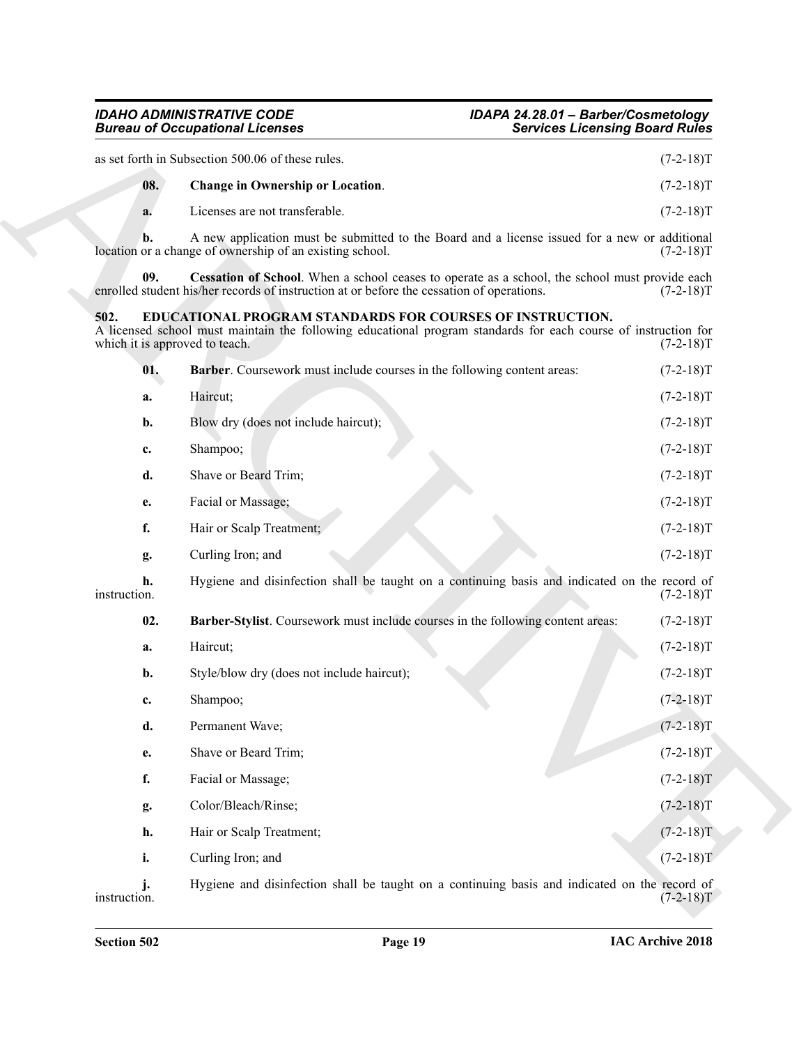as set forth in Subsection 500.06 of these rules. (7-2-18)T

**08. Change in Ownership or Location**. (7-2-18)T

**a.** Licenses are not transferable. (7-2-18)T

**b.** A new application must be submitted to the Board and a license issued for a new or additional location or a change of ownership of an existing school. (7-2-18)T

**09. Cessation of School**. When a school ceases to operate as a school, the school must provide each enrolled student his/her records of instruction at or before the cessation of operations. (7-2-18)T

## 502. EDUCATIONAL PROGRAM STANDARDS FOR COURSES OF INSTRUCTION.

A licensed school must maintain the following educational program standards for each course of instruction for which it is approved to teach. (7-2-18)T

**01. Barber**. Coursework must include courses in the following content areas: (7-2-18)T

**a.** Haircut; (7-2-18)T

**b.** Blow dry (does not include haircut); (7-2-18)T

**c.** Shampoo; (7-2-18)T

**d.** Shave or Beard Trim; (7-2-18)T

**e.** Facial or Massage; (7-2-18)T

**f.** Hair or Scalp Treatment; (7-2-18)T

**g.** Curling Iron; and (7-2-18)T

**h.** Hygiene and disinfection shall be taught on a continuing basis and indicated on the record of instruction. (7-2-18)T

**02. Barber-Stylist**. Coursework must include courses in the following content areas: (7-2-18)T

**a.** Haircut; (7-2-18)T

**b.** Style/blow dry (does not include haircut); (7-2-18)T

**c.** Shampoo; (7-2-18)T

**d.** Permanent Wave; (7-2-18)T

**e.** Shave or Beard Trim; (7-2-18)T

**f.** Facial or Massage; (7-2-18)T

**g.** Color/Bleach/Rinse; (7-2-18)T

**h.** Hair or Scalp Treatment; (7-2-18)T

**i.** Curling Iron; and (7-2-18)T

**j.** Hygiene and disinfection shall be taught on a continuing basis and indicated on the record of instruction. (7-2-18)T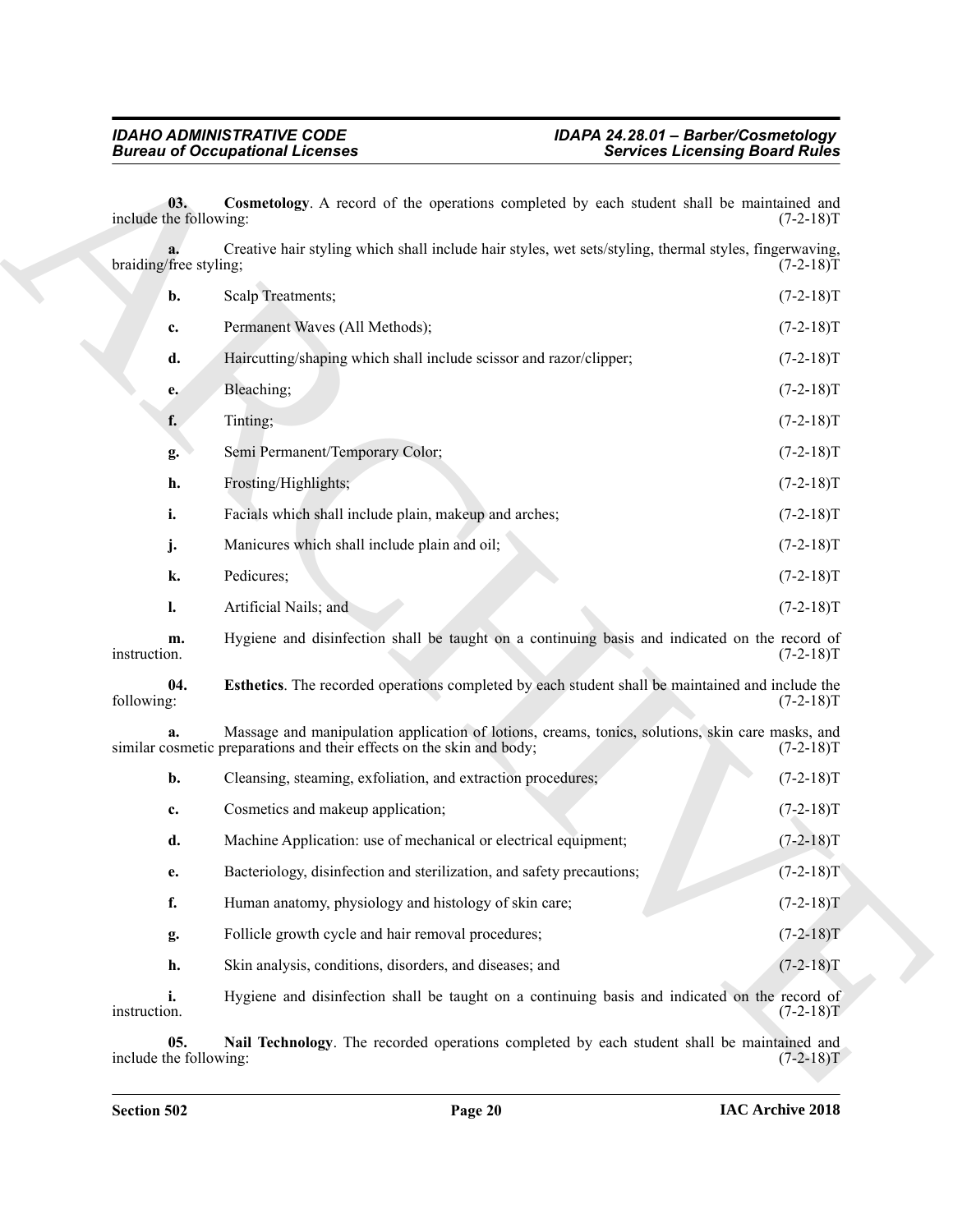**03. Cosmetology**. A record of the operations completed by each student shall be maintained and include the following: (7-2-18)T

**a.** Creative hair styling which shall include hair styles, wet sets/styling, thermal styles, fingerwaving, braiding/free styling; (7-2-18)T

**b.** Scalp Treatments; (7-2-18)T

**c.** Permanent Waves (All Methods); (7-2-18)T

**d.** Haircutting/shaping which shall include scissor and razor/clipper; (7-2-18)T

**e.** Bleaching; (7-2-18)T

**f.** Tinting; (7-2-18)T

**g.** Semi Permanent/Temporary Color; (7-2-18)T

**h.** Frosting/Highlights; (7-2-18)T

**i.** Facials which shall include plain, makeup and arches; (7-2-18)T

**j.** Manicures which shall include plain and oil; (7-2-18)T

**k.** Pedicures; (7-2-18)T

**l.** Artificial Nails; and (7-2-18)T

**m.** Hygiene and disinfection shall be taught on a continuing basis and indicated on the record of instruction. (7-2-18)T

**04. Esthetics**. The recorded operations completed by each student shall be maintained and include the following: (7-2-18)T

**a.** Massage and manipulation application of lotions, creams, tonics, solutions, skin care masks, and similar cosmetic preparations and their effects on the skin and body; (7-2-18)T

**b.** Cleansing, steaming, exfoliation, and extraction procedures; (7-2-18)T

**c.** Cosmetics and makeup application; (7-2-18)T

**d.** Machine Application: use of mechanical or electrical equipment; (7-2-18)T

**e.** Bacteriology, disinfection and sterilization, and safety precautions; (7-2-18)T

**f.** Human anatomy, physiology and histology of skin care; (7-2-18)T

**g.** Follicle growth cycle and hair removal procedures; (7-2-18)T

**h.** Skin analysis, conditions, disorders, and diseases; and (7-2-18)T

**i.** Hygiene and disinfection shall be taught on a continuing basis and indicated on the record of instruction. (7-2-18)T

**05. Nail Technology**. The recorded operations completed by each student shall be maintained and include the following: (7-2-18)T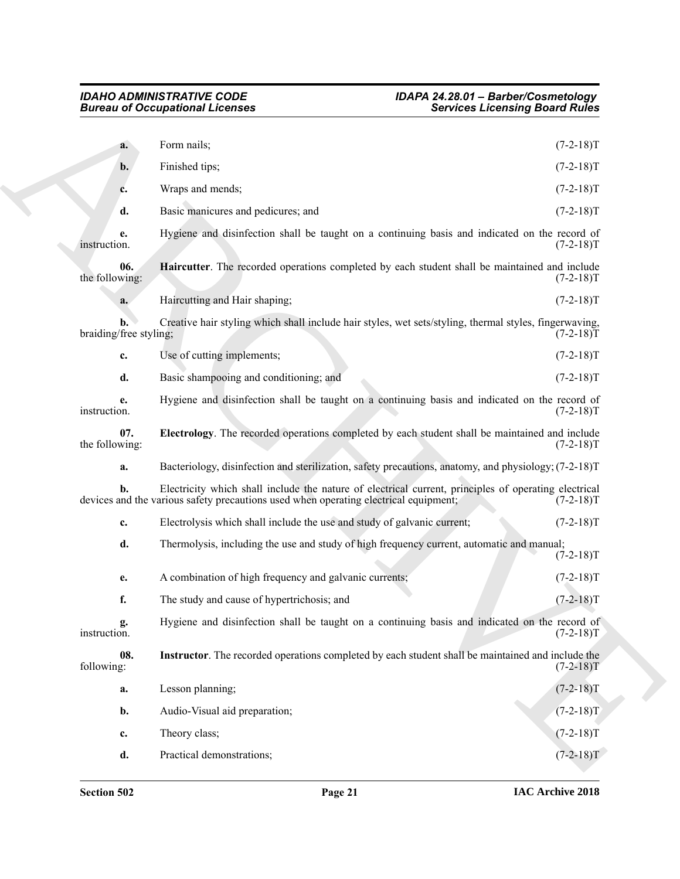**a.** Form nails; (7-2-18)T

**b.** Finished tips; (7-2-18)T

**c.** Wraps and mends; (7-2-18)T

**d.** Basic manicures and pedicures; and (7-2-18)T

**e.** Hygiene and disinfection shall be taught on a continuing basis and indicated on the record of instruction. (7-2-18)T

**06. Haircutter**. The recorded operations completed by each student shall be maintained and include the following: (7-2-18)T

**a.** Haircutting and Hair shaping; (7-2-18)T

**b.** Creative hair styling which shall include hair styles, wet sets/styling, thermal styles, fingerwaving, braiding/free styling; (7-2-18)T

**c.** Use of cutting implements; (7-2-18)T

**d.** Basic shampooing and conditioning; and (7-2-18)T

**e.** Hygiene and disinfection shall be taught on a continuing basis and indicated on the record of instruction. (7-2-18)T

**07. Electrology**. The recorded operations completed by each student shall be maintained and include the following: (7-2-18)T

**a.** Bacteriology, disinfection and sterilization, safety precautions, anatomy, and physiology; (7-2-18)T

**b.** Electricity which shall include the nature of electrical current, principles of operating electrical devices and the various safety precautions used when operating electrical equipment; (7-2-18)T

**c.** Electrolysis which shall include the use and study of galvanic current; (7-2-18)T

**d.** Thermolysis, including the use and study of high frequency current, automatic and manual; (7-2-18)T

**e.** A combination of high frequency and galvanic currents; (7-2-18)T

**f.** The study and cause of hypertrichosis; and (7-2-18)T

**g.** Hygiene and disinfection shall be taught on a continuing basis and indicated on the record of instruction. (7-2-18)T

**08. Instructor**. The recorded operations completed by each student shall be maintained and include the following: (7-2-18)T

**a.** Lesson planning; (7-2-18)T

**b.** Audio-Visual aid preparation; (7-2-18)T

**c.** Theory class; (7-2-18)T

**d.** Practical demonstrations; (7-2-18)T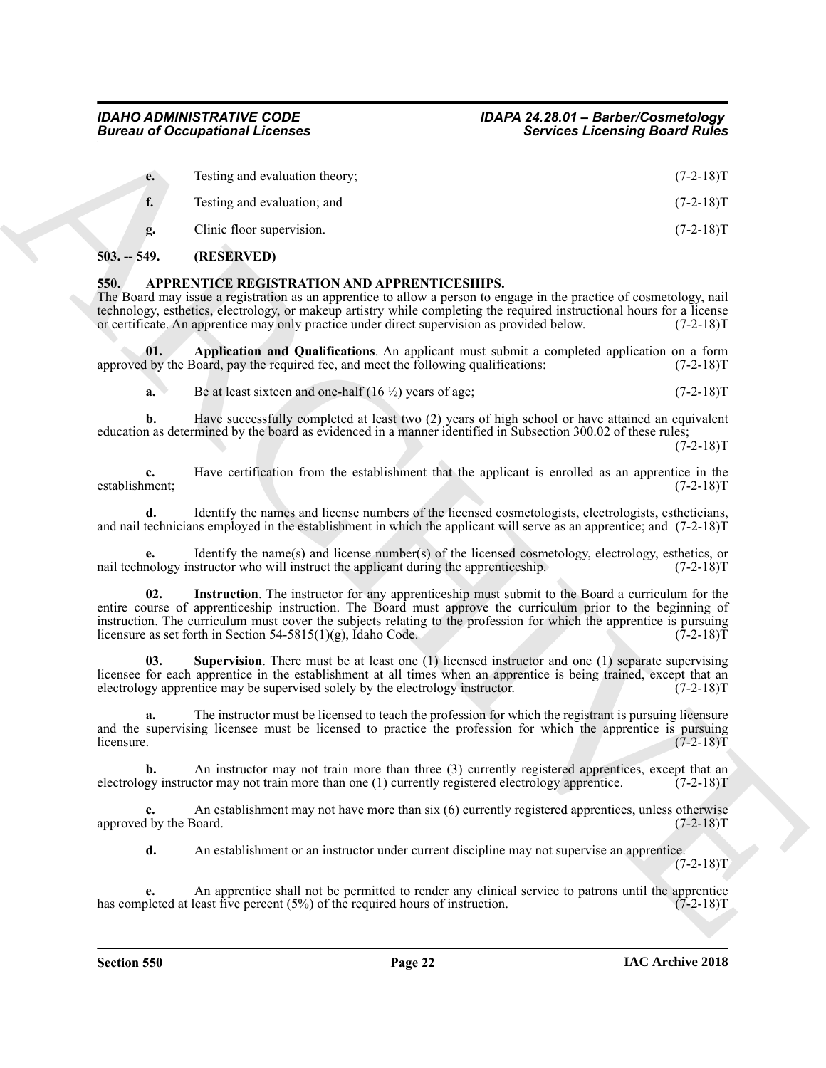**e.** Testing and evaluation theory; (7-2-18)T

**f.** Testing and evaluation; and (7-2-18)T

**g.** Clinic floor supervision. (7-2-18)T

**503. -- 549. (RESERVED)**

**550. APPRENTICE REGISTRATION AND APPRENTICESHIPS.**

The Board may issue a registration as an apprentice to allow a person to engage in the practice of cosmetology, nail technology, esthetics, electrology, or makeup artistry while completing the required instructional hours for a license or certificate. An apprentice may only practice under direct supervision as provided below. (7-2-18)T

**01. Application and Qualifications**. An applicant must submit a completed application on a form approved by the Board, pay the required fee, and meet the following qualifications: (7-2-18)T

**a.** Be at least sixteen and one-half (16 ½) years of age; (7-2-18)T

**b.** Have successfully completed at least two (2) years of high school or have attained an equivalent education as determined by the board as evidenced in a manner identified in Subsection 300.02 of these rules; (7-2-18)T

**c.** Have certification from the establishment that the applicant is enrolled as an apprentice in the establishment; (7-2-18)T

**d.** Identify the names and license numbers of the licensed cosmetologists, electrologists, estheticians, and nail technicians employed in the establishment in which the applicant will serve as an apprentice; and (7-2-18)T

**e.** Identify the name(s) and license number(s) of the licensed cosmetology, electrology, esthetics, or nail technology instructor who will instruct the applicant during the apprenticeship. (7-2-18)T

**02. Instruction**. The instructor for any apprenticeship must submit to the Board a curriculum for the entire course of apprenticeship instruction. The Board must approve the curriculum prior to the beginning of instruction. The curriculum must cover the subjects relating to the profession for which the apprentice is pursuing licensure as set forth in Section 54-5815(1)(g), Idaho Code. (7-2-18)T

**03. Supervision**. There must be at least one (1) licensed instructor and one (1) separate supervising licensee for each apprentice in the establishment at all times when an apprentice is being trained, except that an electrology apprentice may be supervised solely by the electrology instructor. (7-2-18)T

**a.** The instructor must be licensed to teach the profession for which the registrant is pursuing licensure and the supervising licensee must be licensed to practice the profession for which the apprentice is pursuing licensure. (7-2-18)T

**b.** An instructor may not train more than three (3) currently registered apprentices, except that an electrology instructor may not train more than one (1) currently registered electrology apprentice. (7-2-18)T

**c.** An establishment may not have more than six (6) currently registered apprentices, unless otherwise approved by the Board. (7-2-18)T

**d.** An establishment or an instructor under current discipline may not supervise an apprentice. (7-2-18)T

**e.** An apprentice shall not be permitted to render any clinical service to patrons until the apprentice has completed at least five percent (5%) of the required hours of instruction. (7-2-18)T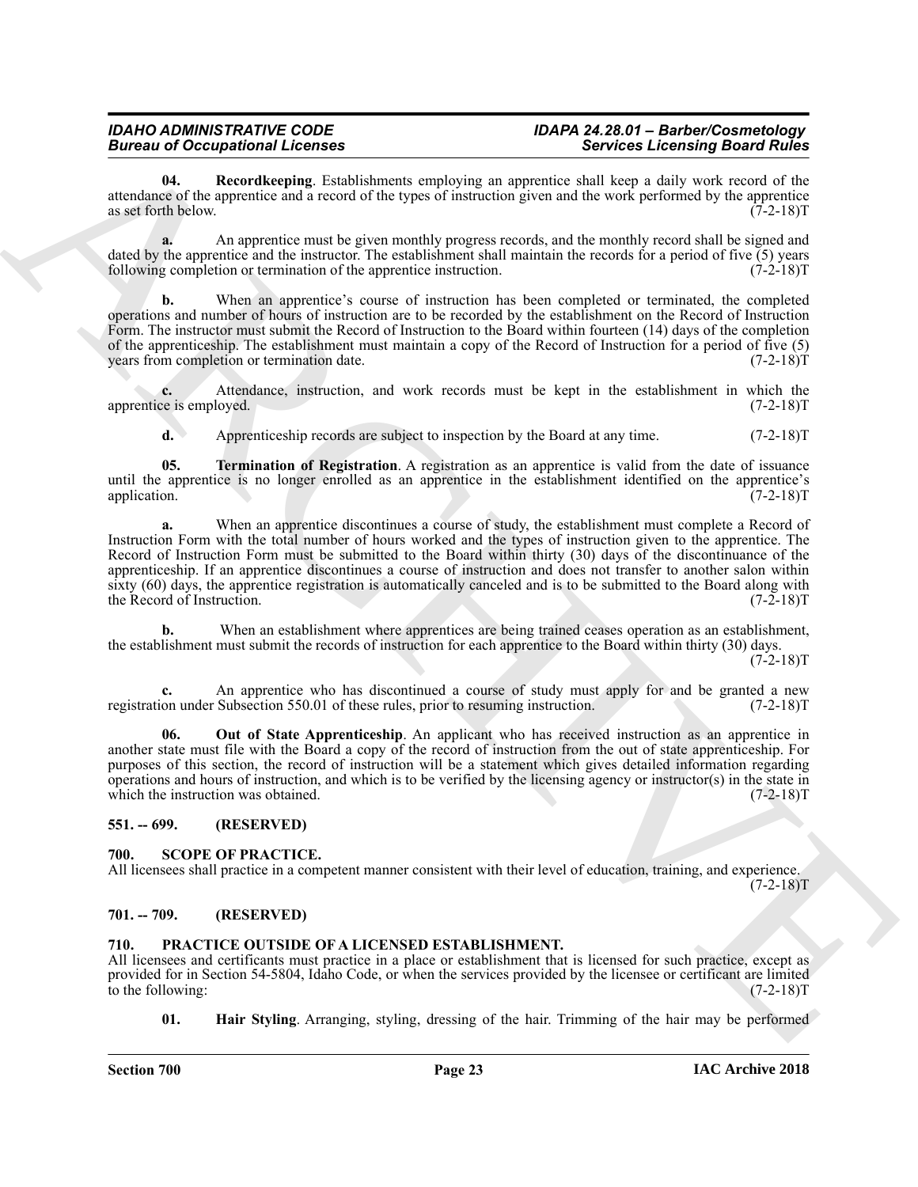**04. Recordkeeping**. Establishments employing an apprentice shall keep a daily work record of the attendance of the apprentice and a record of the types of instruction given and the work performed by the apprentice as set forth below. (7-2-18)T

**a.** An apprentice must be given monthly progress records, and the monthly record shall be signed and dated by the apprentice and the instructor. The establishment shall maintain the records for a period of five (5) years following completion or termination of the apprentice instruction. (7-2-18)T

**b.** When an apprentice's course of instruction has been completed or terminated, the completed operations and number of hours of instruction are to be recorded by the establishment on the Record of Instruction Form. The instructor must submit the Record of Instruction to the Board within fourteen (14) days of the completion of the apprenticeship. The establishment must maintain a copy of the Record of Instruction for a period of five (5) years from completion or termination date. (7-2-18)T

**c.** Attendance, instruction, and work records must be kept in the establishment in which the apprentice is employed. (7-2-18)T

**d.** Apprenticeship records are subject to inspection by the Board at any time. (7-2-18)T

**05. Termination of Registration**. A registration as an apprentice is valid from the date of issuance until the apprentice is no longer enrolled as an apprentice in the establishment identified on the apprentice's application. (7-2-18)T

**a.** When an apprentice discontinues a course of study, the establishment must complete a Record of Instruction Form with the total number of hours worked and the types of instruction given to the apprentice. The Record of Instruction Form must be submitted to the Board within thirty (30) days of the discontinuance of the apprenticeship. If an apprentice discontinues a course of instruction and does not transfer to another salon within sixty (60) days, the apprentice registration is automatically canceled and is to be submitted to the Board along with the Record of Instruction. (7-2-18)T

**b.** When an establishment where apprentices are being trained ceases operation as an establishment, the establishment must submit the records of instruction for each apprentice to the Board within thirty (30) days. (7-2-18)T

**c.** An apprentice who has discontinued a course of study must apply for and be granted a new registration under Subsection 550.01 of these rules, prior to resuming instruction. (7-2-18)T

**06. Out of State Apprenticeship**. An applicant who has received instruction as an apprentice in another state must file with the Board a copy of the record of instruction from the out of state apprenticeship. For purposes of this section, the record of instruction will be a statement which gives detailed information regarding operations and hours of instruction, and which is to be verified by the licensing agency or instructor(s) in the state in which the instruction was obtained. (7-2-18)T

## 551. -- 699. (RESERVED)

## 700. SCOPE OF PRACTICE.

All licensees shall practice in a competent manner consistent with their level of education, training, and experience. (7-2-18)T

## 701. -- 709. (RESERVED)

## 710. PRACTICE OUTSIDE OF A LICENSED ESTABLISHMENT.

All licensees and certificants must practice in a place or establishment that is licensed for such practice, except as provided for in Section 54-5804, Idaho Code, or when the services provided by the licensee or certificant are limited to the following: (7-2-18)T

**01. Hair Styling**. Arranging, styling, dressing of the hair. Trimming of the hair may be performed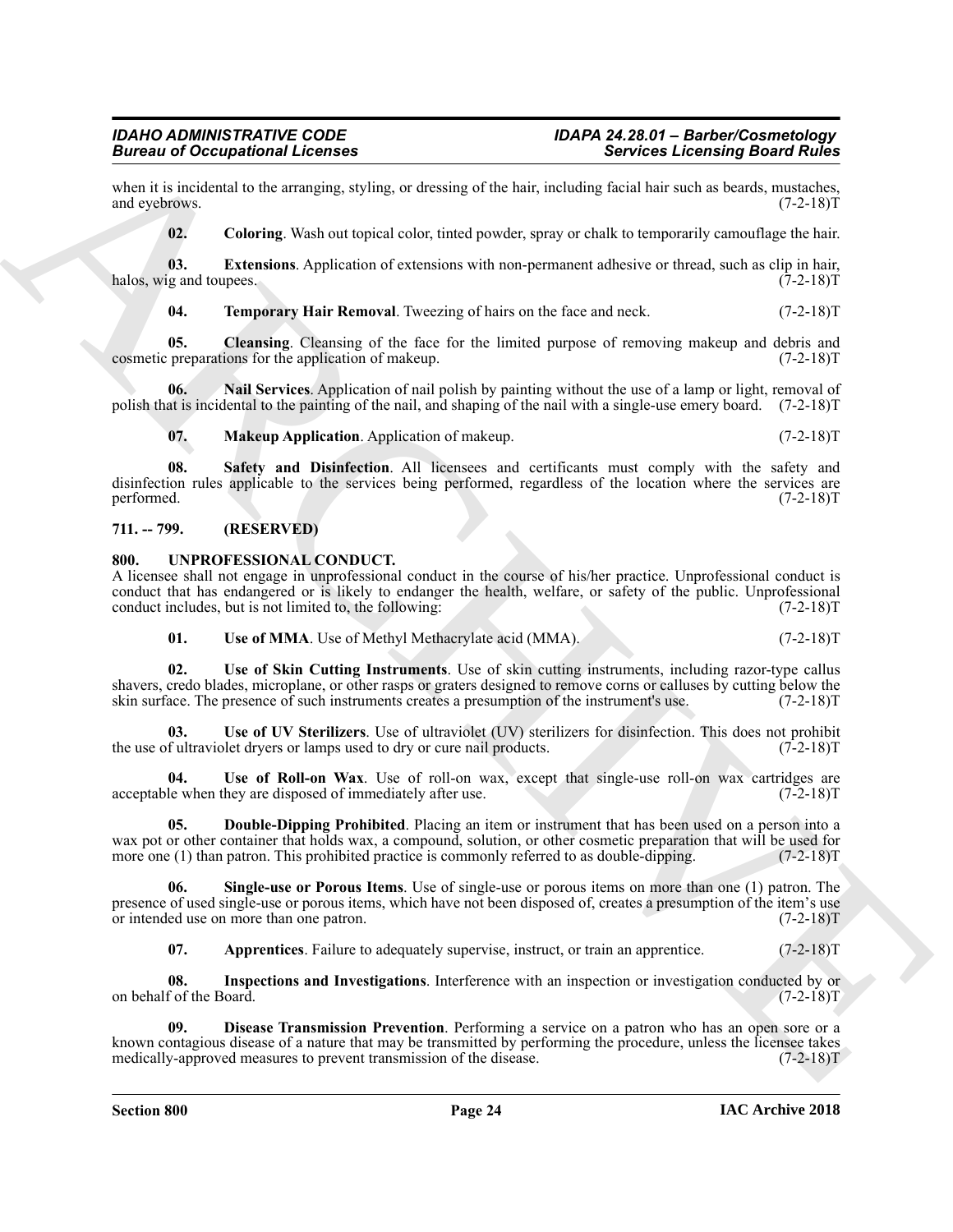when it is incidental to the arranging, styling, or dressing of the hair, including facial hair such as beards, mustaches, and eyebrows. (7-2-18)T

**02. Coloring**. Wash out topical color, tinted powder, spray or chalk to temporarily camouflage the hair.

**03. Extensions**. Application of extensions with non-permanent adhesive or thread, such as clip in hair, halos, wig and toupees. (7-2-18)T

**04. Temporary Hair Removal**. Tweezing of hairs on the face and neck. (7-2-18)T

**05. Cleansing**. Cleansing of the face for the limited purpose of removing makeup and debris and cosmetic preparations for the application of makeup. (7-2-18)T

**06. Nail Services**. Application of nail polish by painting without the use of a lamp or light, removal of polish that is incidental to the painting of the nail, and shaping of the nail with a single-use emery board. (7-2-18)T

**07. Makeup Application**. Application of makeup. (7-2-18)T

**08. Safety and Disinfection**. All licensees and certificants must comply with the safety and disinfection rules applicable to the services being performed, regardless of the location where the services are performed. (7-2-18)T

### 711. -- 799. (RESERVED)

### 800. UNPROFESSIONAL CONDUCT.

A licensee shall not engage in unprofessional conduct in the course of his/her practice. Unprofessional conduct is conduct that has endangered or is likely to endanger the health, welfare, or safety of the public. Unprofessional conduct includes, but is not limited to, the following: (7-2-18)T

**01. Use of MMA**. Use of Methyl Methacrylate acid (MMA). (7-2-18)T

**02. Use of Skin Cutting Instruments**. Use of skin cutting instruments, including razor-type callus shavers, credo blades, microplane, or other rasps or graters designed to remove corns or calluses by cutting below the skin surface. The presence of such instruments creates a presumption of the instrument's use. (7-2-18)T

**03. Use of UV Sterilizers**. Use of ultraviolet (UV) sterilizers for disinfection. This does not prohibit the use of ultraviolet dryers or lamps used to dry or cure nail products. (7-2-18)T

**04. Use of Roll-on Wax**. Use of roll-on wax, except that single-use roll-on wax cartridges are acceptable when they are disposed of immediately after use. (7-2-18)T

**05. Double-Dipping Prohibited**. Placing an item or instrument that has been used on a person into a wax pot or other container that holds wax, a compound, solution, or other cosmetic preparation that will be used for more one (1) than patron. This prohibited practice is commonly referred to as double-dipping. (7-2-18)T

**06. Single-use or Porous Items**. Use of single-use or porous items on more than one (1) patron. The presence of used single-use or porous items, which have not been disposed of, creates a presumption of the item's use or intended use on more than one patron. (7-2-18)T

**07. Apprentices**. Failure to adequately supervise, instruct, or train an apprentice. (7-2-18)T

**08. Inspections and Investigations**. Interference with an inspection or investigation conducted by or on behalf of the Board. (7-2-18)T

**09. Disease Transmission Prevention**. Performing a service on a patron who has an open sore or a known contagious disease of a nature that may be transmitted by performing the procedure, unless the licensee takes medically-approved measures to prevent transmission of the disease. (7-2-18)T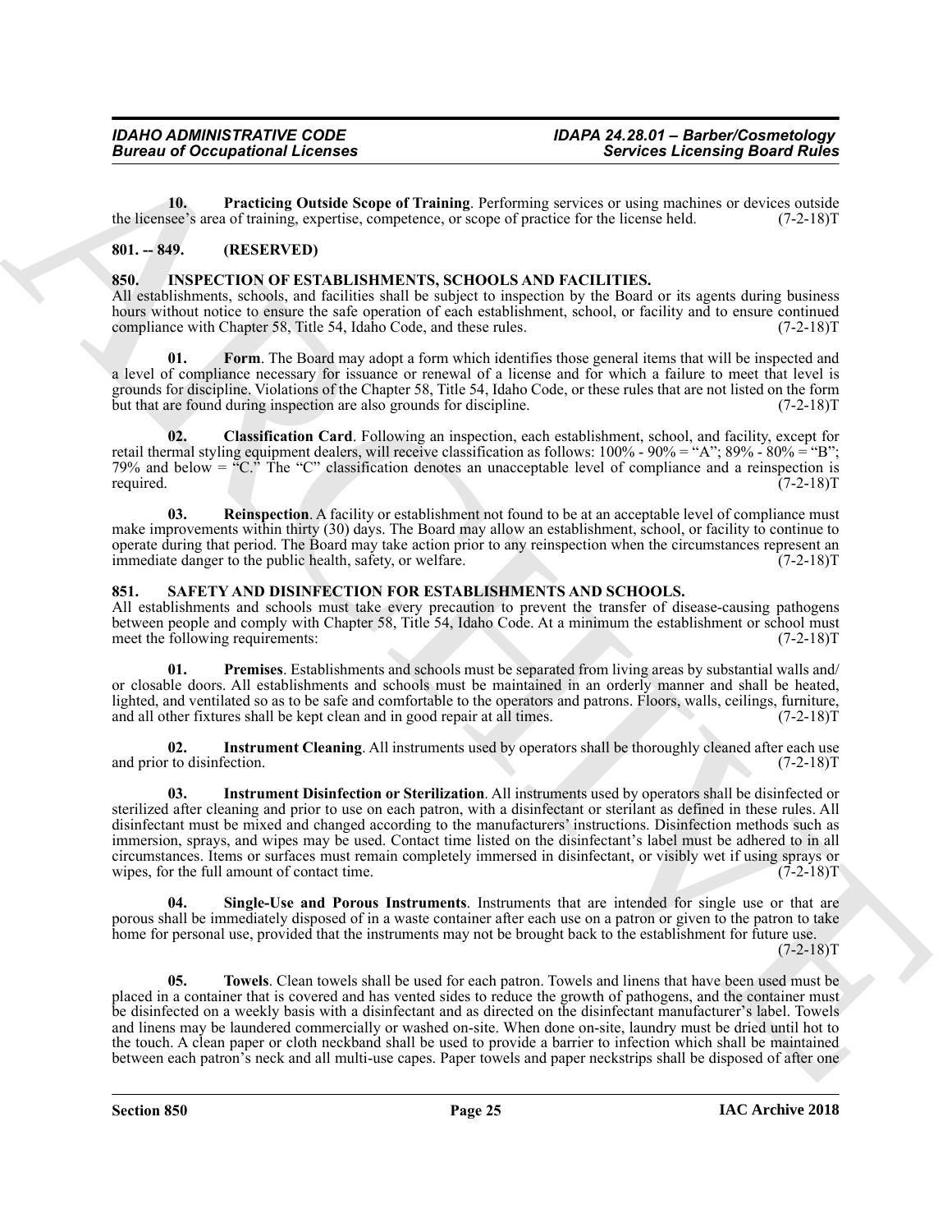**10. Practicing Outside Scope of Training**. Performing services or using machines or devices outside the licensee's area of training, expertise, competence, or scope of practice for the license held. (7-2-18)T

## 801. -- 849. (RESERVED)

## 850. INSPECTION OF ESTABLISHMENTS, SCHOOLS AND FACILITIES.

All establishments, schools, and facilities shall be subject to inspection by the Board or its agents during business hours without notice to ensure the safe operation of each establishment, school, or facility and to ensure continued compliance with Chapter 58, Title 54, Idaho Code, and these rules. (7-2-18)T

**01. Form**. The Board may adopt a form which identifies those general items that will be inspected and a level of compliance necessary for issuance or renewal of a license and for which a failure to meet that level is grounds for discipline. Violations of the Chapter 58, Title 54, Idaho Code, or these rules that are not listed on the form but that are found during inspection are also grounds for discipline. (7-2-18)T

**02. Classification Card**. Following an inspection, each establishment, school, and facility, except for retail thermal styling equipment dealers, will receive classification as follows: 100% - 90% = "A"; 89% - 80% = "B"; 79% and below = "C." The "C" classification denotes an unacceptable level of compliance and a reinspection is required. (7-2-18)T

**03. Reinspection**. A facility or establishment not found to be at an acceptable level of compliance must make improvements within thirty (30) days. The Board may allow an establishment, school, or facility to continue to operate during that period. The Board may take action prior to any reinspection when the circumstances represent an immediate danger to the public health, safety, or welfare. (7-2-18)T

## 851. SAFETY AND DISINFECTION FOR ESTABLISHMENTS AND SCHOOLS.

All establishments and schools must take every precaution to prevent the transfer of disease-causing pathogens between people and comply with Chapter 58, Title 54, Idaho Code. At a minimum the establishment or school must meet the following requirements: (7-2-18)T

**01. Premises**. Establishments and schools must be separated from living areas by substantial walls and/or closable doors. All establishments and schools must be maintained in an orderly manner and shall be heated, lighted, and ventilated so as to be safe and comfortable to the operators and patrons. Floors, walls, ceilings, furniture, and all other fixtures shall be kept clean and in good repair at all times. (7-2-18)T

**02. Instrument Cleaning**. All instruments used by operators shall be thoroughly cleaned after each use and prior to disinfection. (7-2-18)T

**03. Instrument Disinfection or Sterilization**. All instruments used by operators shall be disinfected or sterilized after cleaning and prior to use on each patron, with a disinfectant or sterilant as defined in these rules. All disinfectant must be mixed and changed according to the manufacturers' instructions. Disinfection methods such as immersion, sprays, and wipes may be used. Contact time listed on the disinfectant's label must be adhered to in all circumstances. Items or surfaces must remain completely immersed in disinfectant, or visibly wet if using sprays or wipes, for the full amount of contact time. (7-2-18)T

**04. Single-Use and Porous Instruments**. Instruments that are intended for single use or that are porous shall be immediately disposed of in a waste container after each use on a patron or given to the patron to take home for personal use, provided that the instruments may not be brought back to the establishment for future use. (7-2-18)T

**05. Towels**. Clean towels shall be used for each patron. Towels and linens that have been used must be placed in a container that is covered and has vented sides to reduce the growth of pathogens, and the container must be disinfected on a weekly basis with a disinfectant and as directed on the disinfectant manufacturer's label. Towels and linens may be laundered commercially or washed on-site. When done on-site, laundry must be dried until hot to the touch. A clean paper or cloth neckband shall be used to provide a barrier to infection which shall be maintained between each patron's neck and all multi-use capes. Paper towels and paper neckstrips shall be disposed of after one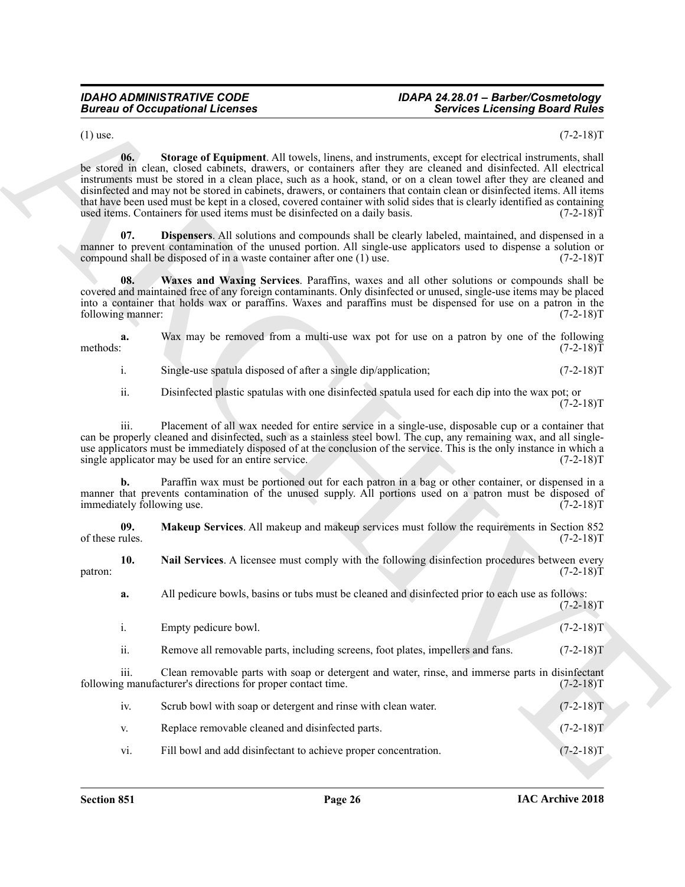(1) use. (7-2-18)T

**06. Storage of Equipment**. All towels, linens, and instruments, except for electrical instruments, shall be stored in clean, closed cabinets, drawers, or containers after they are cleaned and disinfected. All electrical instruments must be stored in a clean place, such as a hook, stand, or on a clean towel after they are cleaned and disinfected and may not be stored in cabinets, drawers, or containers that contain clean or disinfected items. All items that have been used must be kept in a closed, covered container with solid sides that is clearly identified as containing used items. Containers for used items must be disinfected on a daily basis. (7-2-18)T

**07. Dispensers**. All solutions and compounds shall be clearly labeled, maintained, and dispensed in a manner to prevent contamination of the unused portion. All single-use applicators used to dispense a solution or compound shall be disposed of in a waste container after one (1) use. (7-2-18)T

**08. Waxes and Waxing Services**. Paraffins, waxes and all other solutions or compounds shall be covered and maintained free of any foreign contaminants. Only disinfected or unused, single-use items may be placed into a container that holds wax or paraffins. Waxes and paraffins must be dispensed for use on a patron in the following manner: (7-2-18)T

**a.** Wax may be removed from a multi-use wax pot for use on a patron by one of the following methods: (7-2-18)T

i. Single-use spatula disposed of after a single dip/application; (7-2-18)T

ii. Disinfected plastic spatulas with one disinfected spatula used for each dip into the wax pot; or (7-2-18)T

iii. Placement of all wax needed for entire service in a single-use, disposable cup or a container that can be properly cleaned and disinfected, such as a stainless steel bowl. The cup, any remaining wax, and all single-use applicators must be immediately disposed of at the conclusion of the service. This is the only instance in which a single applicator may be used for an entire service. (7-2-18)T

**b.** Paraffin wax must be portioned out for each patron in a bag or other container, or dispensed in a manner that prevents contamination of the unused supply. All portions used on a patron must be disposed of immediately following use. (7-2-18)T

**09. Makeup Services**. All makeup and makeup services must follow the requirements in Section 852 of these rules. (7-2-18)T

**10. Nail Services**. A licensee must comply with the following disinfection procedures between every patron: (7-2-18)T

**a.** All pedicure bowls, basins or tubs must be cleaned and disinfected prior to each use as follows: (7-2-18)T

i. Empty pedicure bowl. (7-2-18)T

ii. Remove all removable parts, including screens, foot plates, impellers and fans. (7-2-18)T

iii. Clean removable parts with soap or detergent and water, rinse, and immerse parts in disinfectant following manufacturer's directions for proper contact time. (7-2-18)T

iv. Scrub bowl with soap or detergent and rinse with clean water. (7-2-18)T

v. Replace removable cleaned and disinfected parts. (7-2-18)T

vi. Fill bowl and add disinfectant to achieve proper concentration. (7-2-18)T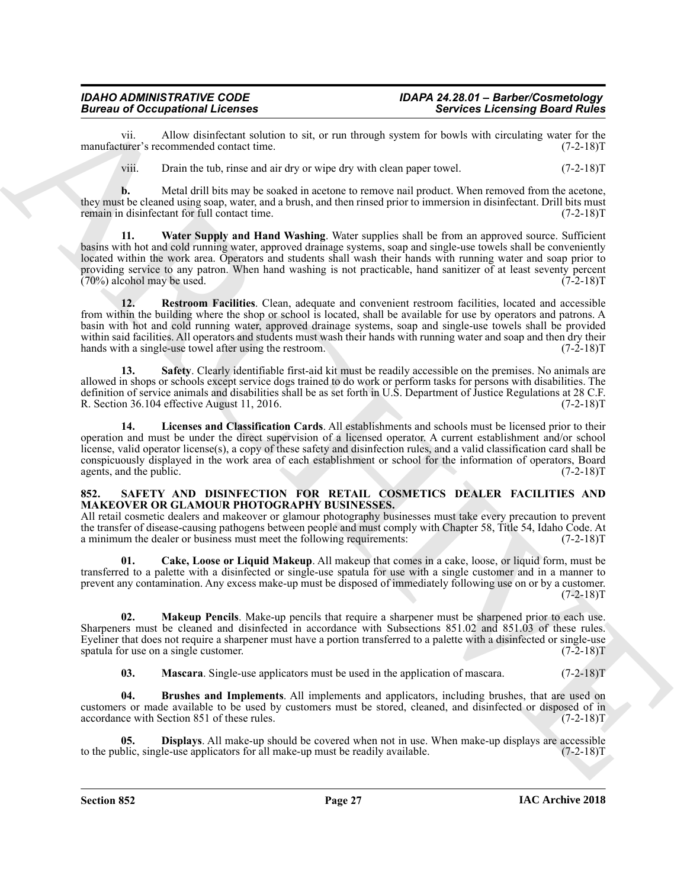vii. Allow disinfectant solution to sit, or run through system for bowls with circulating water for the manufacturer's recommended contact time. (7-2-18)T

viii. Drain the tub, rinse and air dry or wipe dry with clean paper towel. (7-2-18)T

**b.** Metal drill bits may be soaked in acetone to remove nail product. When removed from the acetone, they must be cleaned using soap, water, and a brush, and then rinsed prior to immersion in disinfectant. Drill bits must remain in disinfectant for full contact time. (7-2-18)T

**11. Water Supply and Hand Washing**. Water supplies shall be from an approved source. Sufficient basins with hot and cold running water, approved drainage systems, soap and single-use towels shall be conveniently located within the work area. Operators and students shall wash their hands with running water and soap prior to providing service to any patron. When hand washing is not practicable, hand sanitizer of at least seventy percent (70%) alcohol may be used. (7-2-18)T

**12. Restroom Facilities**. Clean, adequate and convenient restroom facilities, located and accessible from within the building where the shop or school is located, shall be available for use by operators and patrons. A basin with hot and cold running water, approved drainage systems, soap and single-use towels shall be provided within said facilities. All operators and students must wash their hands with running water and soap and then dry their hands with a single-use towel after using the restroom. (7-2-18)T

**13. Safety**. Clearly identifiable first-aid kit must be readily accessible on the premises. No animals are allowed in shops or schools except service dogs trained to do work or perform tasks for persons with disabilities. The definition of service animals and disabilities shall be as set forth in U.S. Department of Justice Regulations at 28 C.F. R. Section 36.104 effective August 11, 2016. (7-2-18)T

**14. Licenses and Classification Cards**. All establishments and schools must be licensed prior to their operation and must be under the direct supervision of a licensed operator. A current establishment and/or school license, valid operator license(s), a copy of these safety and disinfection rules, and a valid classification card shall be conspicuously displayed in the work area of each establishment or school for the information of operators, Board agents, and the public. (7-2-18)T

## 852. SAFETY AND DISINFECTION FOR RETAIL COSMETICS DEALER FACILITIES AND MAKEOVER OR GLAMOUR PHOTOGRAPHY BUSINESSES.

All retail cosmetic dealers and makeover or glamour photography businesses must take every precaution to prevent the transfer of disease-causing pathogens between people and must comply with Chapter 58, Title 54, Idaho Code. At a minimum the dealer or business must meet the following requirements: (7-2-18)T

**01. Cake, Loose or Liquid Makeup**. All makeup that comes in a cake, loose, or liquid form, must be transferred to a palette with a disinfected or single-use spatula for use with a single customer and in a manner to prevent any contamination. Any excess make-up must be disposed of immediately following use on or by a customer. (7-2-18)T

**02. Makeup Pencils**. Make-up pencils that require a sharpener must be sharpened prior to each use. Sharpeners must be cleaned and disinfected in accordance with Subsections 851.02 and 851.03 of these rules. Eyeliner that does not require a sharpener must have a portion transferred to a palette with a disinfected or single-use spatula for use on a single customer. (7-2-18)T

**03. Mascara**. Single-use applicators must be used in the application of mascara. (7-2-18)T

**04. Brushes and Implements**. All implements and applicators, including brushes, that are used on customers or made available to be used by customers must be stored, cleaned, and disinfected or disposed of in accordance with Section 851 of these rules. (7-2-18)T

**05. Displays**. All make-up should be covered when not in use. When make-up displays are accessible to the public, single-use applicators for all make-up must be readily available. (7-2-18)T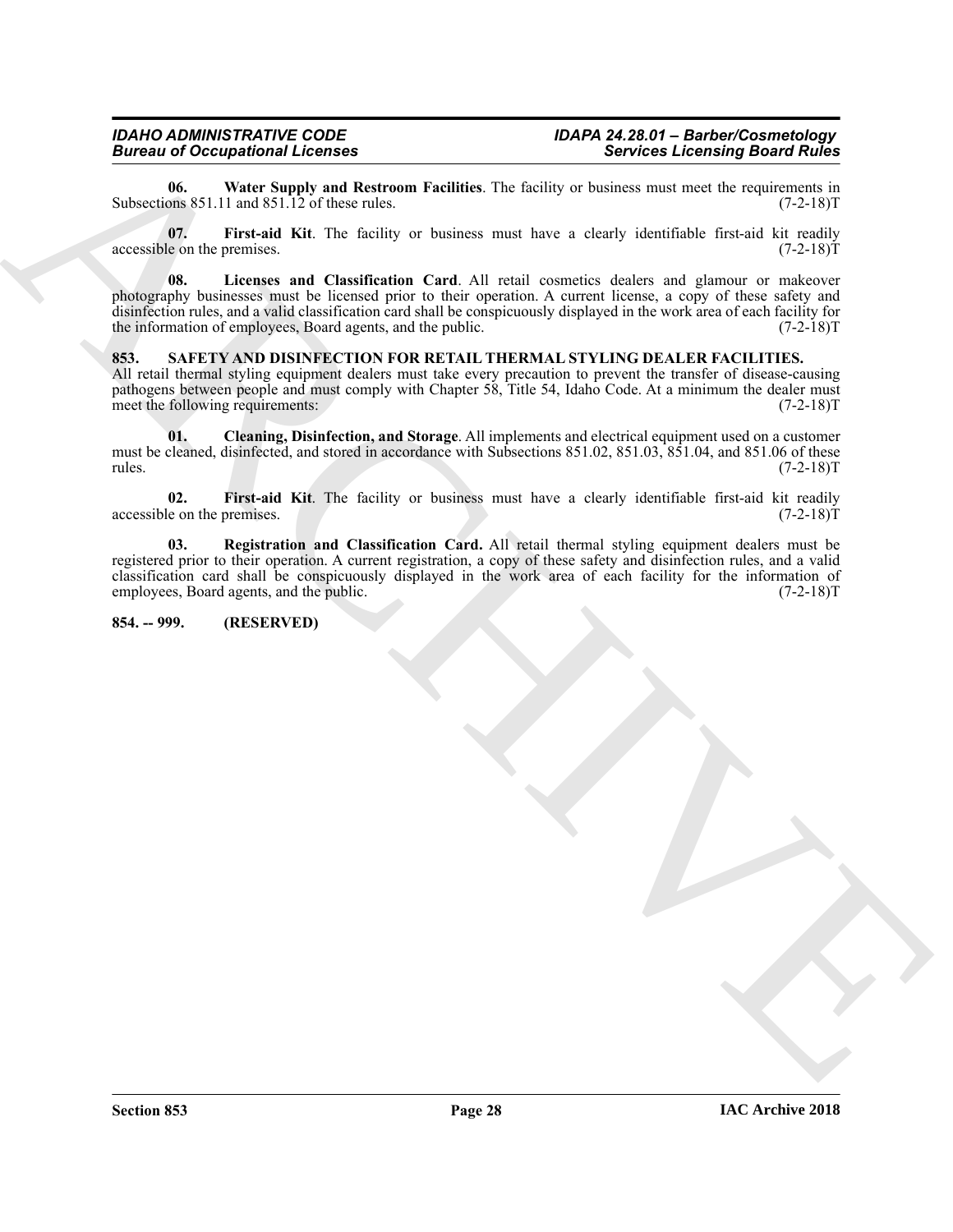**06. Water Supply and Restroom Facilities**. The facility or business must meet the requirements in Subsections 851.11 and 851.12 of these rules. (7-2-18)T

**07. First-aid Kit**. The facility or business must have a clearly identifiable first-aid kit readily accessible on the premises. (7-2-18)T

**08. Licenses and Classification Card**. All retail cosmetics dealers and glamour or makeover photography businesses must be licensed prior to their operation. A current license, a copy of these safety and disinfection rules, and a valid classification card shall be conspicuously displayed in the work area of each facility for the information of employees, Board agents, and the public. (7-2-18)T

## 853. SAFETY AND DISINFECTION FOR RETAIL THERMAL STYLING DEALER FACILITIES.

All retail thermal styling equipment dealers must take every precaution to prevent the transfer of disease-causing pathogens between people and must comply with Chapter 58, Title 54, Idaho Code. At a minimum the dealer must meet the following requirements: (7-2-18)T

**01. Cleaning, Disinfection, and Storage**. All implements and electrical equipment used on a customer must be cleaned, disinfected, and stored in accordance with Subsections 851.02, 851.03, 851.04, and 851.06 of these rules. (7-2-18)T

**02. First-aid Kit**. The facility or business must have a clearly identifiable first-aid kit readily accessible on the premises. (7-2-18)T

**03. Registration and Classification Card.** All retail thermal styling equipment dealers must be registered prior to their operation. A current registration, a copy of these safety and disinfection rules, and a valid classification card shall be conspicuously displayed in the work area of each facility for the information of employees, Board agents, and the public. (7-2-18)T

## 854. -- 999. (RESERVED)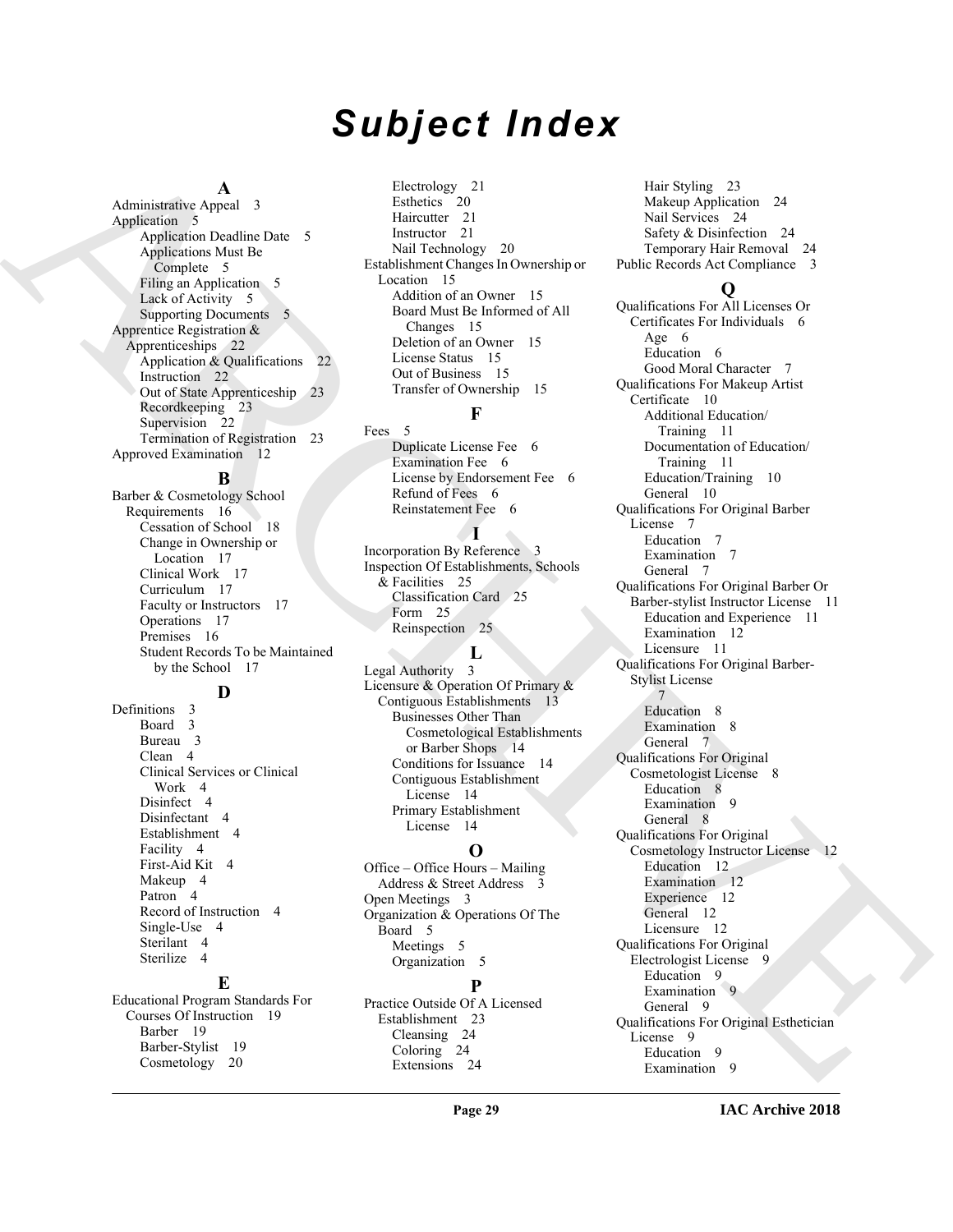# Subject Index

**A**

Administrative Appeal 3
Application 5
- Application Deadline Date 5
- Applications Must Be Complete 5
- Filing an Application 5
- Lack of Activity 5
- Supporting Documents 5

Apprentice Registration & Apprenticeships 22
- Application & Qualifications 22
- Instruction 22
- Out of State Apprenticeship 23
- Recordkeeping 23
- Supervision 22
- Termination of Registration 23

Approved Examination 12

**B**

Barber & Cosmetology School Requirements 16
- Cessation of School 18
- Change in Ownership or Location 17
- Clinical Work 17
- Curriculum 17
- Faculty or Instructors 17
- Operations 17
- Premises 16
- Student Records To be Maintained by the School 17

**D**

Definitions 3
- Board 3
- Bureau 3
- Clean 4
- Clinical Services or Clinical Work 4
- Disinfect 4
- Disinfectant 4
- Establishment 4
- Facility 4
- First-Aid Kit 4
- Makeup 4
- Patron 4
- Record of Instruction 4
- Single-Use 4
- Sterilant 4
- Sterilize 4

**E**

Educational Program Standards For Courses Of Instruction 19
- Barber 19
- Barber-Stylist 19
- Cosmetology 20
- Electrology 21
- Esthetics 20
- Haircutter 21
- Instructor 21
- Nail Technology 20

Establishment Changes In Ownership or Location 15
- Addition of an Owner 15
- Board Must Be Informed of All Changes 15
- Deletion of an Owner 15
- License Status 15
- Out of Business 15
- Transfer of Ownership 15

**F**

Fees 5
- Duplicate License Fee 6
- Examination Fee 6
- License by Endorsement Fee 6
- Refund of Fees 6
- Reinstatement Fee 6

**I**

Incorporation By Reference 3
Inspection Of Establishments, Schools & Facilities 25
- Classification Card 25
- Form 25
- Reinspection 25

**L**

Legal Authority 3
Licensure & Operation Of Primary & Contiguous Establishments 13
- Businesses Other Than Cosmetological Establishments or Barber Shops 14
- Conditions for Issuance 14
- Contiguous Establishment License 14
- Primary Establishment License 14

**O**

Office – Office Hours – Mailing Address & Street Address 3
Open Meetings 3
Organization & Operations Of The Board 5
- Meetings 5
- Organization 5

**P**

Practice Outside Of A Licensed Establishment 23
- Cleansing 24
- Coloring 24
- Extensions 24
- Hair Styling 23
- Makeup Application 24
- Nail Services 24
- Safety & Disinfection 24
- Temporary Hair Removal 24

Public Records Act Compliance 3

**Q**

Qualifications For All Licenses Or Certificates For Individuals 6
- Age 6
- Education 6
- Good Moral Character 7

Qualifications For Makeup Artist Certificate 10
- Additional Education/ Training 11
- Documentation of Education/ Training 11
- Education/Training 10
- General 10

Qualifications For Original Barber License 7
- Education 7
- Examination 7
- General 7

Qualifications For Original Barber Or Barber-stylist Instructor License 11
- Education and Experience 11
- Examination 12
- Licensure 11

Qualifications For Original Barber-Stylist License 7
- Education 8
- Examination 8
- General 7

Qualifications For Original Cosmetologist License 8
- Education 8
- Examination 9
- General 8

Qualifications For Original Cosmetology Instructor License 12
- Education 12
- Examination 12
- Experience 12
- General 12
- Licensure 12

Qualifications For Original Electrologist License 9
- Education 9
- Examination 9
- General 9

Qualifications For Original Esthetician License 9
- Education 9
- Examination 9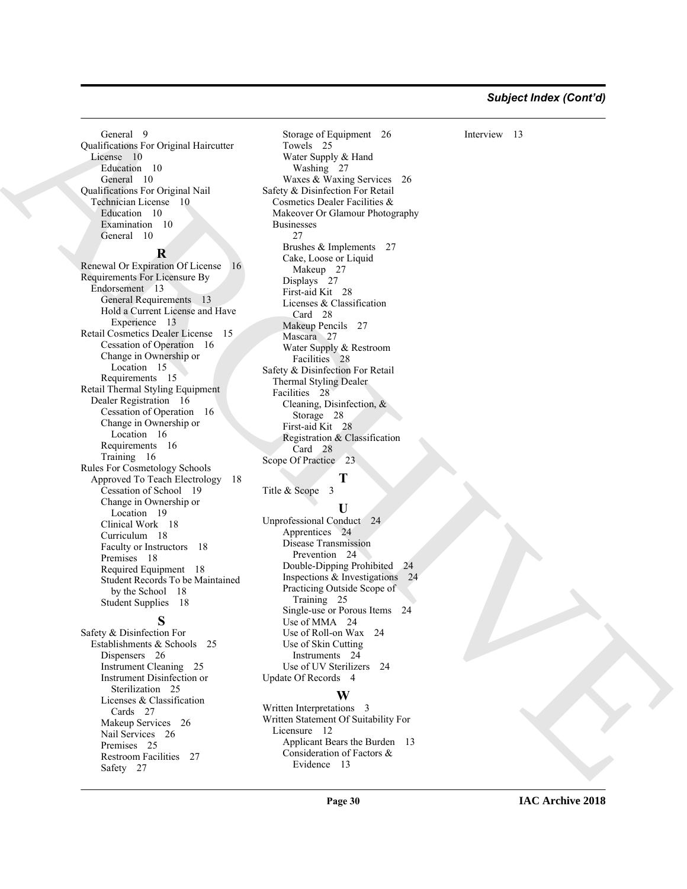General 9
Qualifications For Original Haircutter License 10
Education 10
General 10
Qualifications For Original Nail Technician License 10
Education 10
Examination 10
General 10

**R**

Renewal Or Expiration Of License 16
Requirements For Licensure By Endorsement 13
General Requirements 13
Hold a Current License and Have Experience 13
Retail Cosmetics Dealer License 15
Cessation of Operation 16
Change in Ownership or Location 15
Requirements 15
Retail Thermal Styling Equipment Dealer Registration 16
Cessation of Operation 16
Change in Ownership or Location 16
Requirements 16
Training 16
Rules For Cosmetology Schools Approved To Teach Electrology 18
Cessation of School 19
Change in Ownership or Location 19
Clinical Work 18
Curriculum 18
Faculty or Instructors 18
Premises 18
Required Equipment 18
Student Records To be Maintained by the School 18
Student Supplies 18

**S**

Safety & Disinfection For Establishments & Schools 25
Dispensers 26
Instrument Cleaning 25
Instrument Disinfection or Sterilization 25
Licenses & Classification Cards 27
Makeup Services 26
Nail Services 26
Premises 25
Restroom Facilities 27
Safety 27
Storage of Equipment 26
Towels 25
Water Supply & Hand Washing 27
Waxes & Waxing Services 26
Safety & Disinfection For Retail Cosmetics Dealer Facilities & Makeover Or Glamour Photography Businesses 27
Brushes & Implements 27
Cake, Loose or Liquid Makeup 27
Displays 27
First-aid Kit 28
Licenses & Classification Card 28
Makeup Pencils 27
Mascara 27
Water Supply & Restroom Facilities 28
Safety & Disinfection For Retail Thermal Styling Dealer Facilities 28
Cleaning, Disinfection, & Storage 28
First-aid Kit 28
Registration & Classification Card 28
Scope Of Practice 23

**T**

Title & Scope 3

**U**

Unprofessional Conduct 24
Apprentices 24
Disease Transmission Prevention 24
Double-Dipping Prohibited 24
Inspections & Investigations 24
Practicing Outside Scope of Training 25
Single-use or Porous Items 24
Use of MMA 24
Use of Roll-on Wax 24
Use of Skin Cutting Instruments 24
Use of UV Sterilizers 24
Update Of Records 4

**W**

Written Interpretations 3
Written Statement Of Suitability For Licensure 12
Applicant Bears the Burden 13
Consideration of Factors & Evidence 13
Interview 13